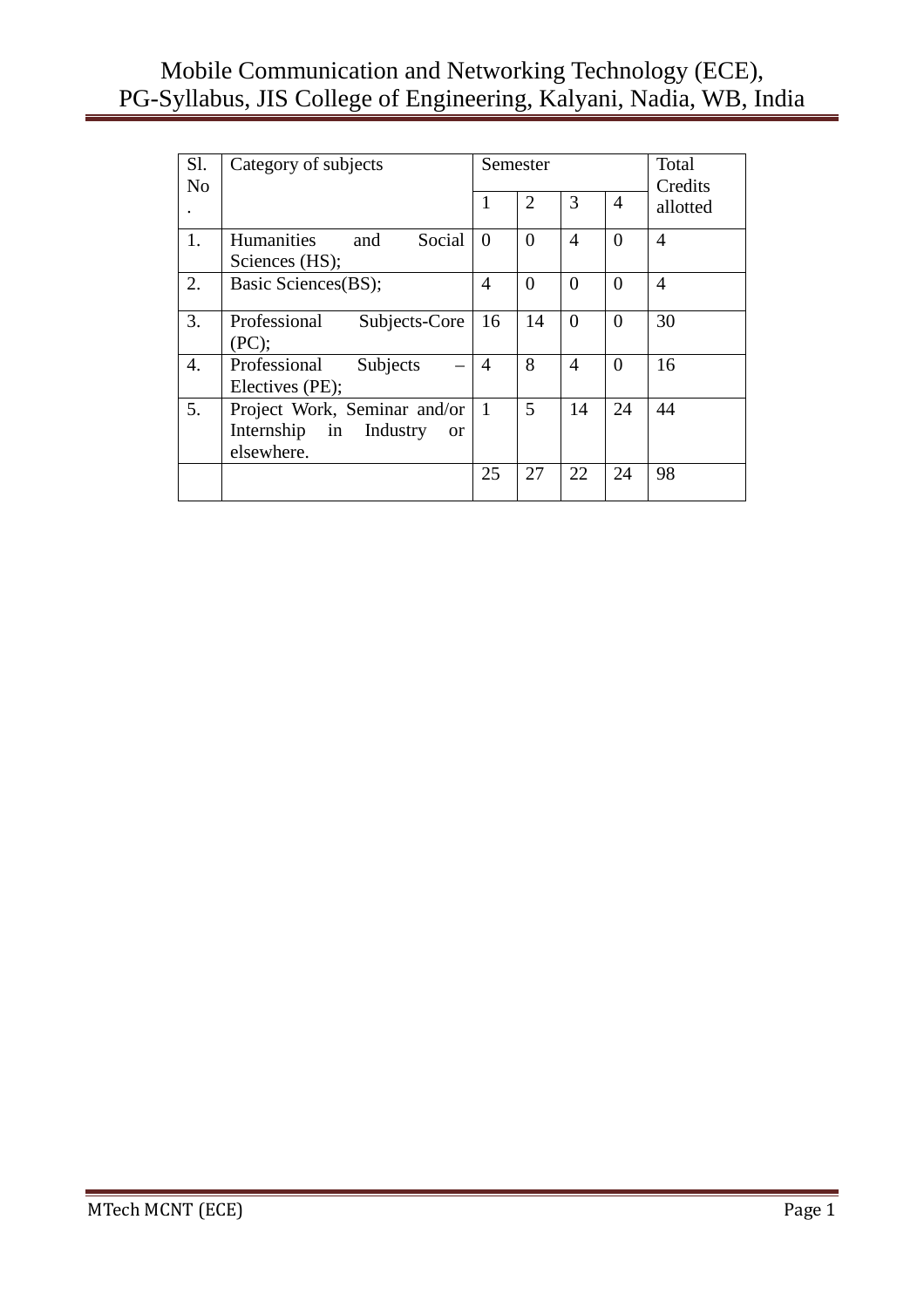| Sl. No. | Category of subjects | Semester | | | | Total Credits allotted |
|---|---|---|---|---|---|---|
| | | 1 | 2 | 3 | 4 | |
| 1. | Humanities and Social Sciences (HS); | 0 | 0 | 4 | 0 | 4 |
| 2. | Basic Sciences(BS); | 4 | 0 | 0 | 0 | 4 |
| 3. | Professional Subjects-Core (PC); | 16 | 14 | 0 | 0 | 30 |
| 4. | Professional Subjects – Electives (PE); | 4 | 8 | 4 | 0 | 16 |
| 5. | Project Work, Seminar and/or Internship in Industry or elsewhere. | 1 | 5 | 14 | 24 | 44 |
| | | 25 | 27 | 22 | 24 | 98 |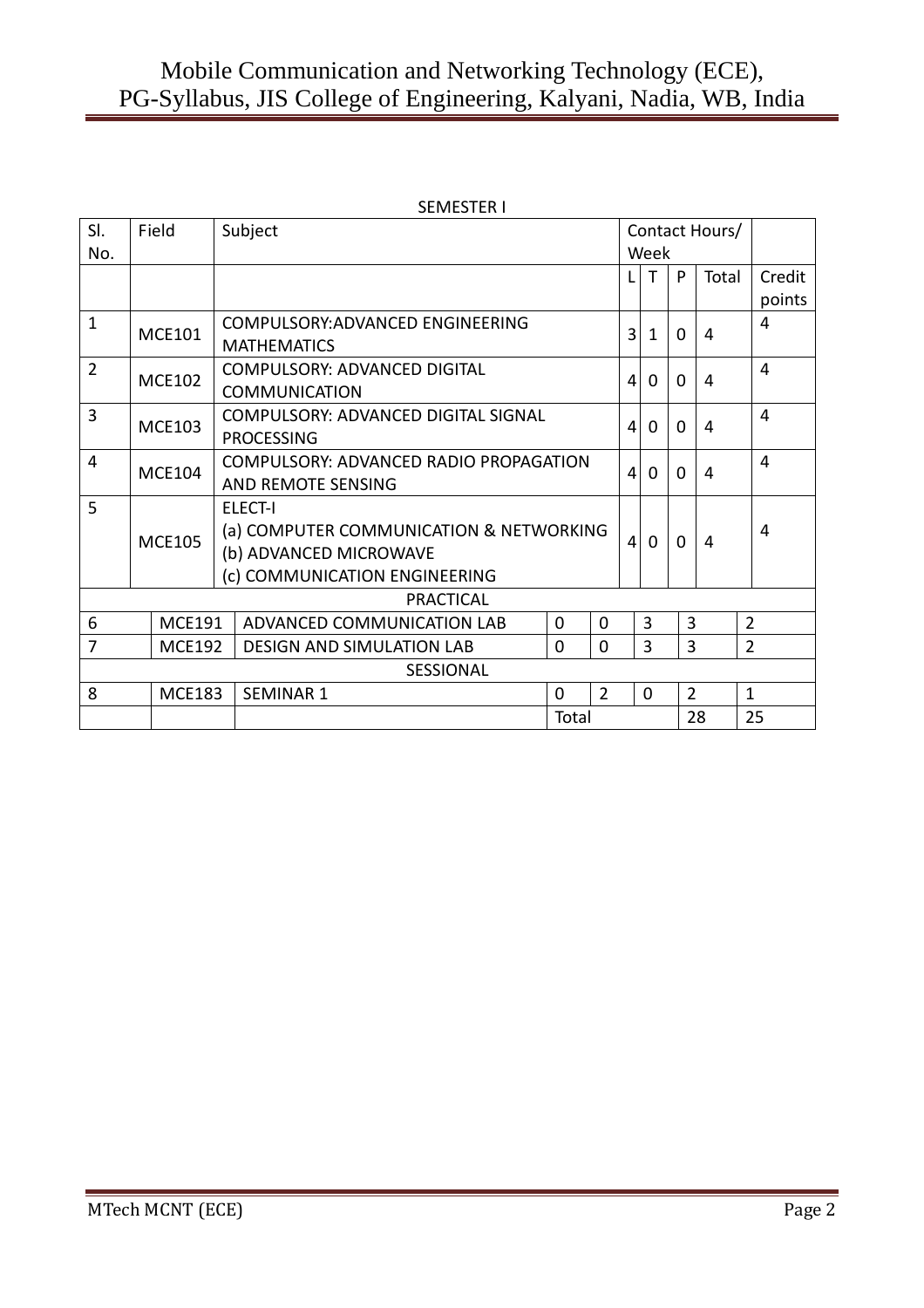SEMESTER I

| Sl. No. | Field | Subject | Contact Hours/ Week | | | | |
|---|---|---|---|---|---|---|---|
| | | | L | T | P | Total | Credit points |
| 1 | MCE101 | COMPULSORY:ADVANCED ENGINEERING MATHEMATICS | 3 | 1 | 0 | 4 | 4 |
| 2 | MCE102 | COMPULSORY: ADVANCED DIGITAL COMMUNICATION | 4 | 0 | 0 | 4 | 4 |
| 3 | MCE103 | COMPULSORY: ADVANCED DIGITAL SIGNAL PROCESSING | 4 | 0 | 0 | 4 | 4 |
| 4 | MCE104 | COMPULSORY: ADVANCED RADIO PROPAGATION AND REMOTE SENSING | 4 | 0 | 0 | 4 | 4 |
| 5 | MCE105 | ELECT-I<br>(a) COMPUTER COMMUNICATION & NETWORKING<br>(b) ADVANCED MICROWAVE<br>(c) COMMUNICATION ENGINEERING | 4 | 0 | 0 | 4 | 4 |
| PRACTICAL | | | | | | | |
| 6 | MCE191 | ADVANCED COMMUNICATION LAB | 0 | 0 | 3 | 3 | 2 |
| 7 | MCE192 | DESIGN AND SIMULATION LAB | 0 | 0 | 3 | 3 | 2 |
| SESSIONAL | | | | | | | |
| 8 | MCE183 | SEMINAR 1 | 0 | 2 | 0 | 2 | 1 |
| | | | Total | | | 28 | 25 |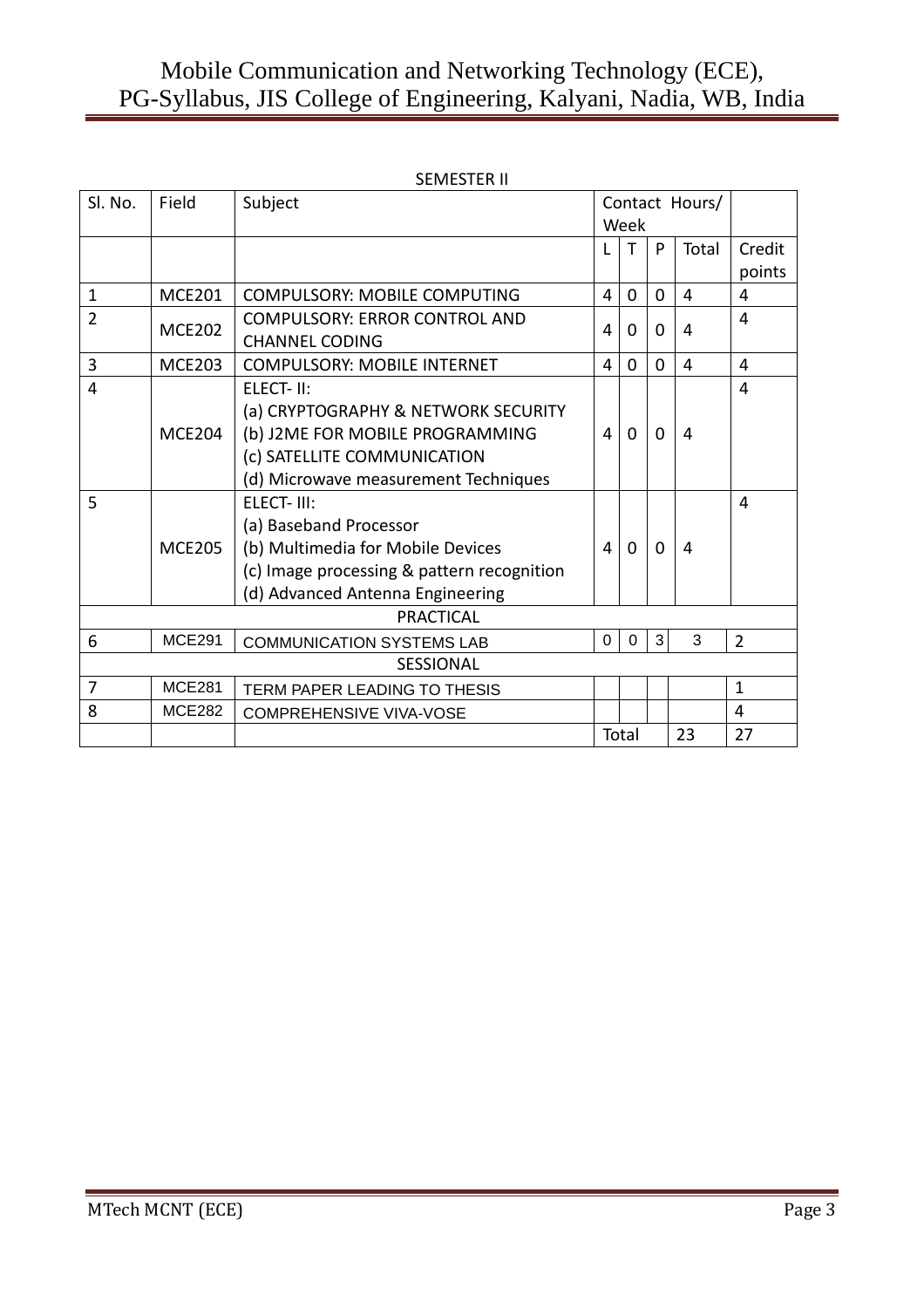SEMESTER II

| Sl. No. | Field | Subject | Contact Hours/ Week | | | | |
|---|---|---|---|---|---|---|---|
| | | | L | T | P | Total | Credit points |
| 1 | MCE201 | COMPULSORY: MOBILE COMPUTING | 4 | 0 | 0 | 4 | 4 |
| 2 | MCE202 | COMPULSORY: ERROR CONTROL AND CHANNEL CODING | 4 | 0 | 0 | 4 | 4 |
| 3 | MCE203 | COMPULSORY: MOBILE INTERNET | 4 | 0 | 0 | 4 | 4 |
| 4 | MCE204 | ELECT- II:<br>(a) CRYPTOGRAPHY & NETWORK SECURITY<br>(b) J2ME FOR MOBILE PROGRAMMING<br>(c) SATELLITE COMMUNICATION<br>(d) Microwave measurement Techniques | 4 | 0 | 0 | 4 | 4 |
| 5 | MCE205 | ELECT- III:<br>(a) Baseband Processor<br>(b) Multimedia for Mobile Devices<br>(c) Image processing & pattern recognition<br>(d) Advanced Antenna Engineering | 4 | 0 | 0 | 4 | 4 |
| PRACTICAL | | | | | | | |
| 6 | MCE291 | COMMUNICATION SYSTEMS LAB | 0 | 0 | 3 | 3 | 2 |
| SESSIONAL | | | | | | | |
| 7 | MCE281 | TERM PAPER LEADING TO THESIS | | | | | 1 |
| 8 | MCE282 | COMPREHENSIVE VIVA-VOSE | | | | | 4 |
| | | | Total | | | 23 | 27 |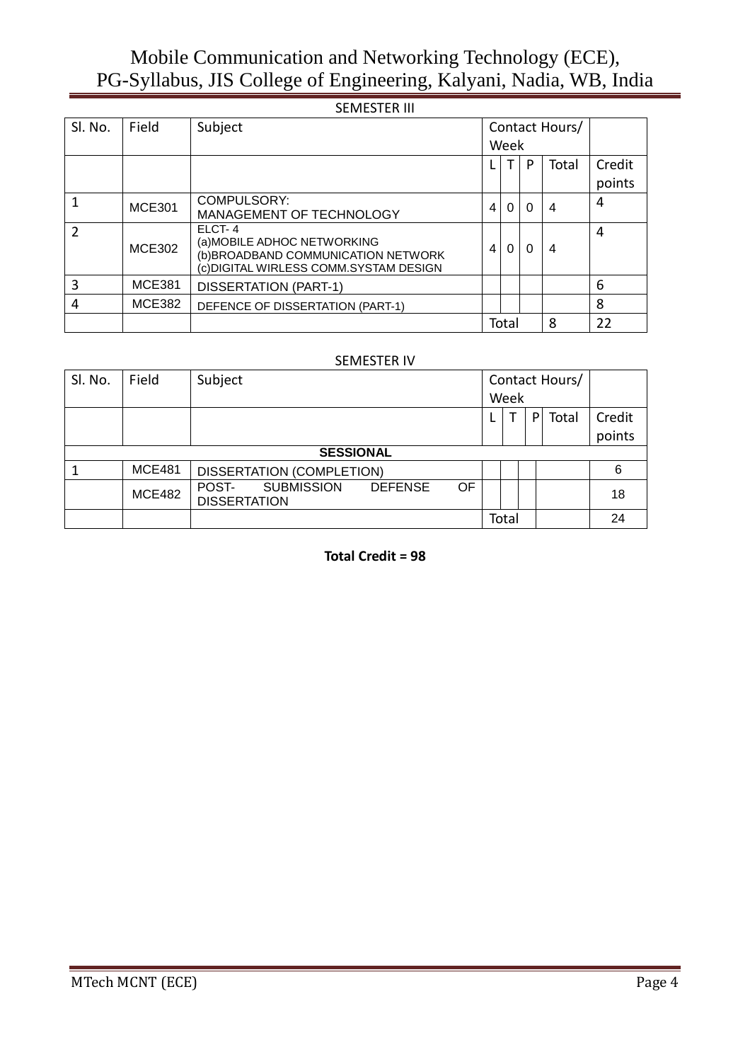SEMESTER III

| Sl. No. | Field | Subject | Contact Hours/ Week | | | | |
|---|---|---|---|---|---|---|---|
| | | | L | T | P | Total | Credit points |
| 1 | MCE301 | COMPULSORY: MANAGEMENT OF TECHNOLOGY | 4 | 0 | 0 | 4 | 4 |
| 2 | MCE302 | ELCT- 4 (a)MOBILE ADHOC NETWORKING (b)BROADBAND COMMUNICATION NETWORK (c)DIGITAL WIRLESS COMM.SYSTAM DESIGN | 4 | 0 | 0 | 4 | 4 |
| 3 | MCE381 | DISSERTATION (PART-1) | | | | | 6 |
| 4 | MCE382 | DEFENCE OF DISSERTATION (PART-1) | | | | | 8 |
| | | | Total | | | 8 | 22 |

SEMESTER IV

| Sl. No. | Field | Subject | Contact Hours/ Week | | | | |
|---|---|---|---|---|---|---|---|
| | | | L | T | P | Total | Credit points |
| **SESSIONAL** | | | | | | | |
| 1 | MCE481 | DISSERTATION (COMPLETION) | | | | | 6 |
| | MCE482 | POST- SUBMISSION DEFENSE OF DISSERTATION | | | | | 18 |
| | | | Total | | | | 24 |

**Total Credit = 98**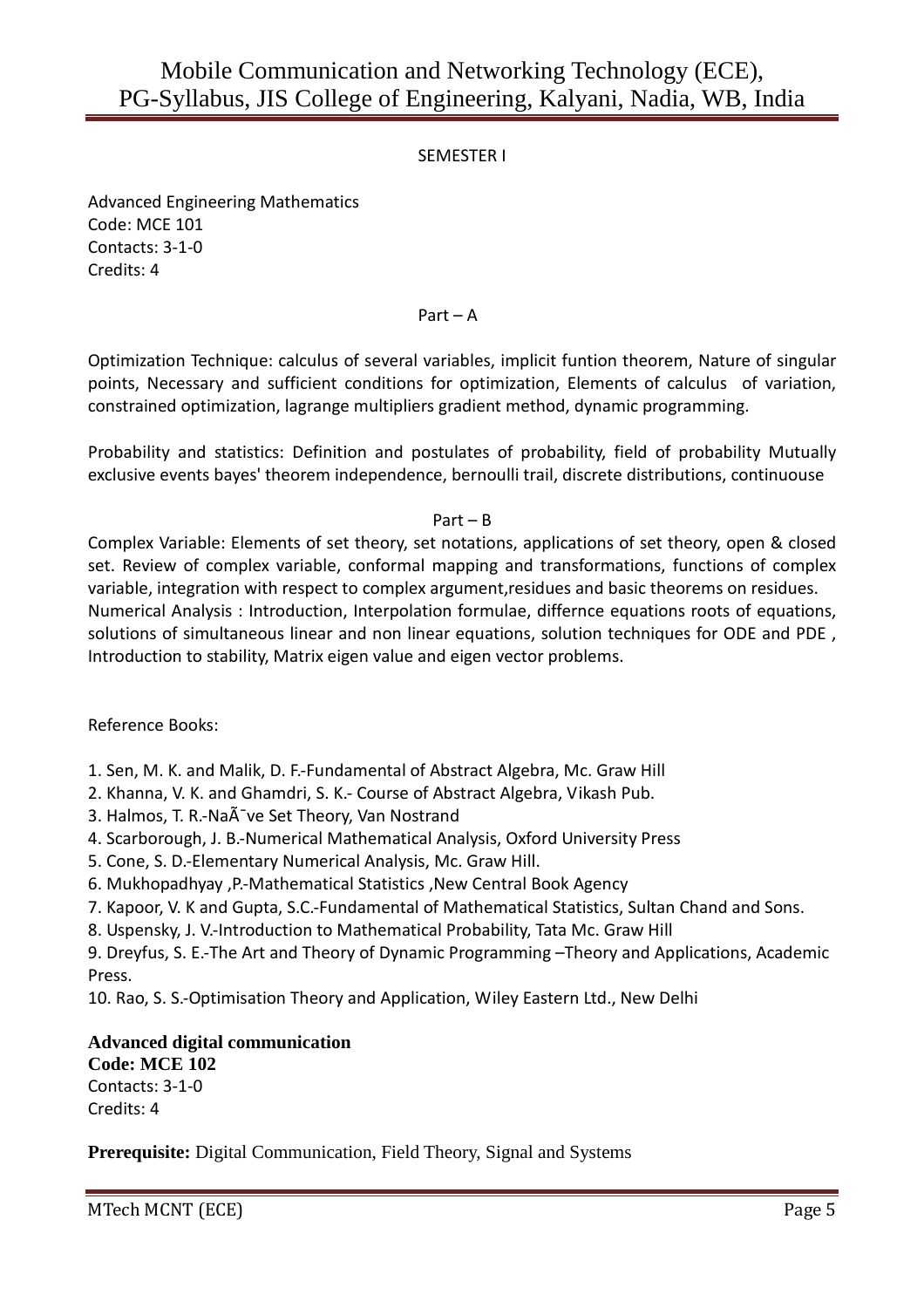## SEMESTER I

Advanced Engineering Mathematics
Code: MCE 101
Contacts: 3-1-0
Credits: 4

Part – A

Optimization Technique: calculus of several variables, implicit funtion theorem, Nature of singular points, Necessary and sufficient conditions for optimization, Elements of calculus of variation, constrained optimization, lagrange multipliers gradient method, dynamic programming.

Probability and statistics: Definition and postulates of probability, field of probability Mutually exclusive events bayes' theorem independence, bernoulli trail, discrete distributions, continuouse

Part – B

Complex Variable: Elements of set theory, set notations, applications of set theory, open & closed set. Review of complex variable, conformal mapping and transformations, functions of complex variable, integration with respect to complex argument,residues and basic theorems on residues. Numerical Analysis : Introduction, Interpolation formulae, differnce equations roots of equations, solutions of simultaneous linear and non linear equations, solution techniques for ODE and PDE , Introduction to stability, Matrix eigen value and eigen vector problems.

Reference Books:

1. Sen, M. K. and Malik, D. F.-Fundamental of Abstract Algebra, Mc. Graw Hill
2. Khanna, V. K. and Ghamdri, S. K.- Course of Abstract Algebra, Vikash Pub.
3. Halmos, T. R.-NaÃ¯ve Set Theory, Van Nostrand
4. Scarborough, J. B.-Numerical Mathematical Analysis, Oxford University Press
5. Cone, S. D.-Elementary Numerical Analysis, Mc. Graw Hill.
6. Mukhopadhyay ,P.-Mathematical Statistics ,New Central Book Agency
7. Kapoor, V. K and Gupta, S.C.-Fundamental of Mathematical Statistics, Sultan Chand and Sons.
8. Uspensky, J. V.-Introduction to Mathematical Probability, Tata Mc. Graw Hill
9. Dreyfus, S. E.-The Art and Theory of Dynamic Programming –Theory and Applications, Academic Press.
10. Rao, S. S.-Optimisation Theory and Application, Wiley Eastern Ltd., New Delhi

**Advanced digital communication**
**Code: MCE 102**
Contacts: 3-1-0
Credits: 4

**Prerequisite:** Digital Communication, Field Theory, Signal and Systems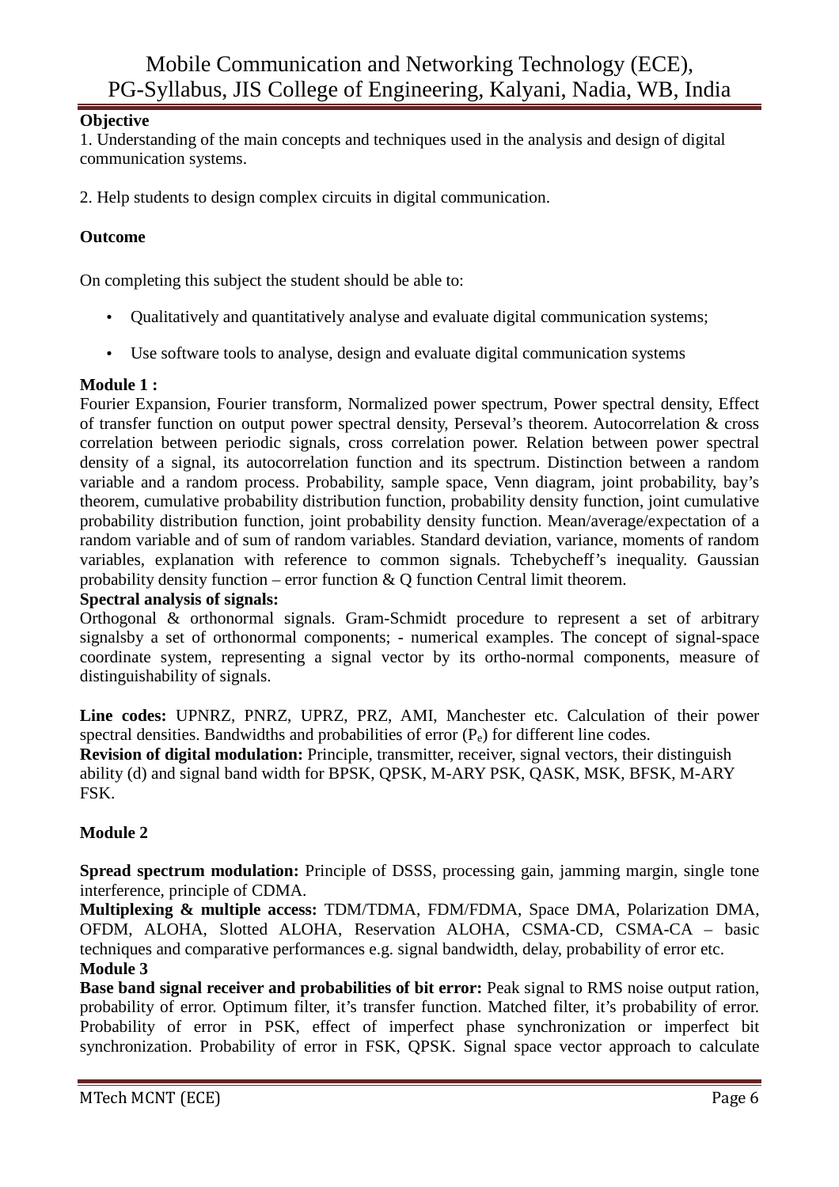**Objective**

1. Understanding of the main concepts and techniques used in the analysis and design of digital communication systems.

2. Help students to design complex circuits in digital communication.

**Outcome**

On completing this subject the student should be able to:

- Qualitatively and quantitatively analyse and evaluate digital communication systems;
- Use software tools to analyse, design and evaluate digital communication systems

**Module 1 :**

Fourier Expansion, Fourier transform, Normalized power spectrum, Power spectral density, Effect of transfer function on output power spectral density, Perseval's theorem. Autocorrelation & cross correlation between periodic signals, cross correlation power. Relation between power spectral density of a signal, its autocorrelation function and its spectrum. Distinction between a random variable and a random process. Probability, sample space, Venn diagram, joint probability, bay's theorem, cumulative probability distribution function, probability density function, joint cumulative probability distribution function, joint probability density function. Mean/average/expectation of a random variable and of sum of random variables. Standard deviation, variance, moments of random variables, explanation with reference to common signals. Tchebycheff's inequality. Gaussian probability density function – error function & Q function Central limit theorem.

**Spectral analysis of signals:**

Orthogonal & orthonormal signals. Gram-Schmidt procedure to represent a set of arbitrary signalsby a set of orthonormal components; - numerical examples. The concept of signal-space coordinate system, representing a signal vector by its ortho-normal components, measure of distinguishability of signals.

**Line codes:** UPNRZ, PNRZ, UPRZ, PRZ, AMI, Manchester etc. Calculation of their power spectral densities. Bandwidths and probabilities of error ($P_e$) for different line codes.

**Revision of digital modulation:** Principle, transmitter, receiver, signal vectors, their distinguish ability (d) and signal band width for BPSK, QPSK, M-ARY PSK, QASK, MSK, BFSK, M-ARY FSK.

**Module 2**

**Spread spectrum modulation:** Principle of DSSS, processing gain, jamming margin, single tone interference, principle of CDMA.

**Multiplexing & multiple access:** TDM/TDMA, FDM/FDMA, Space DMA, Polarization DMA, OFDM, ALOHA, Slotted ALOHA, Reservation ALOHA, CSMA-CD, CSMA-CA – basic techniques and comparative performances e.g. signal bandwidth, delay, probability of error etc.

**Module 3**

**Base band signal receiver and probabilities of bit error:** Peak signal to RMS noise output ration, probability of error. Optimum filter, it's transfer function. Matched filter, it's probability of error. Probability of error in PSK, effect of imperfect phase synchronization or imperfect bit synchronization. Probability of error in FSK, QPSK. Signal space vector approach to calculate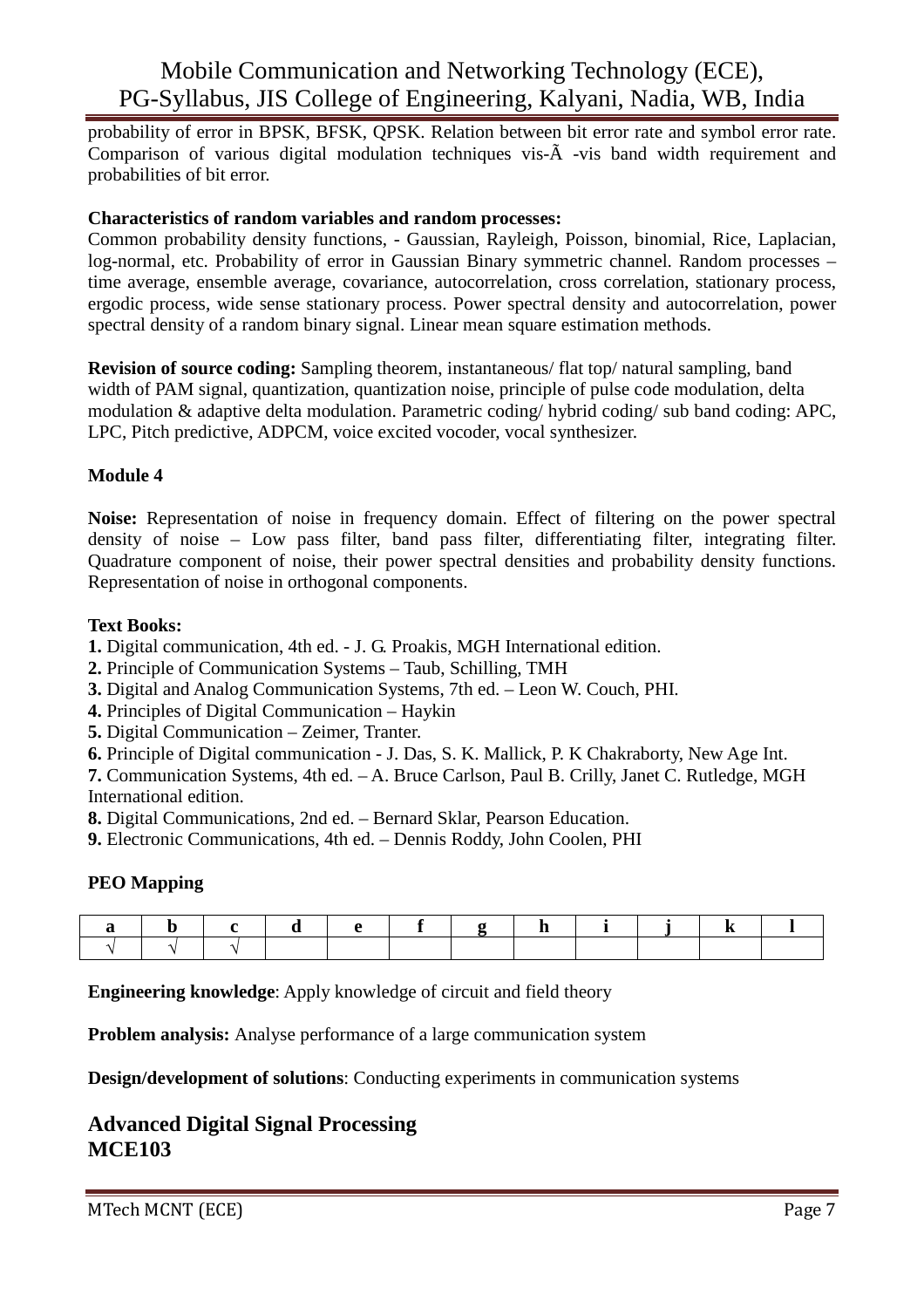probability of error in BPSK, BFSK, QPSK. Relation between bit error rate and symbol error rate. Comparison of various digital modulation techniques vis-Ã -vis band width requirement and probabilities of bit error.

**Characteristics of random variables and random processes:**
Common probability density functions, - Gaussian, Rayleigh, Poisson, binomial, Rice, Laplacian, log-normal, etc. Probability of error in Gaussian Binary symmetric channel. Random processes – time average, ensemble average, covariance, autocorrelation, cross correlation, stationary process, ergodic process, wide sense stationary process. Power spectral density and autocorrelation, power spectral density of a random binary signal. Linear mean square estimation methods.

**Revision of source coding:** Sampling theorem, instantaneous/ flat top/ natural sampling, band width of PAM signal, quantization, quantization noise, principle of pulse code modulation, delta modulation & adaptive delta modulation. Parametric coding/ hybrid coding/ sub band coding: APC, LPC, Pitch predictive, ADPCM, voice excited vocoder, vocal synthesizer.

**Module 4**

**Noise:** Representation of noise in frequency domain. Effect of filtering on the power spectral density of noise – Low pass filter, band pass filter, differentiating filter, integrating filter. Quadrature component of noise, their power spectral densities and probability density functions. Representation of noise in orthogonal components.

**Text Books:**
**1.** Digital communication, 4th ed. - J. G. Proakis, MGH International edition.
**2.** Principle of Communication Systems – Taub, Schilling, TMH
**3.** Digital and Analog Communication Systems, 7th ed. – Leon W. Couch, PHI.
**4.** Principles of Digital Communication – Haykin
**5.** Digital Communication – Zeimer, Tranter.
**6.** Principle of Digital communication - J. Das, S. K. Mallick, P. K Chakraborty, New Age Int.
**7.** Communication Systems, 4th ed. – A. Bruce Carlson, Paul B. Crilly, Janet C. Rutledge, MGH International edition.
**8.** Digital Communications, 2nd ed. – Bernard Sklar, Pearson Education.
**9.** Electronic Communications, 4th ed. – Dennis Roddy, John Coolen, PHI

**PEO Mapping**

| a | b | c | d | e | f | g | h | i | j | k | l |
|---|---|---|---|---|---|---|---|---|---|---|---|
| √ | √ | √ | | | | | | | | | |

**Engineering knowledge**: Apply knowledge of circuit and field theory

**Problem analysis:** Analyse performance of a large communication system

**Design/development of solutions**: Conducting experiments in communication systems

## Advanced Digital Signal Processing
## MCE103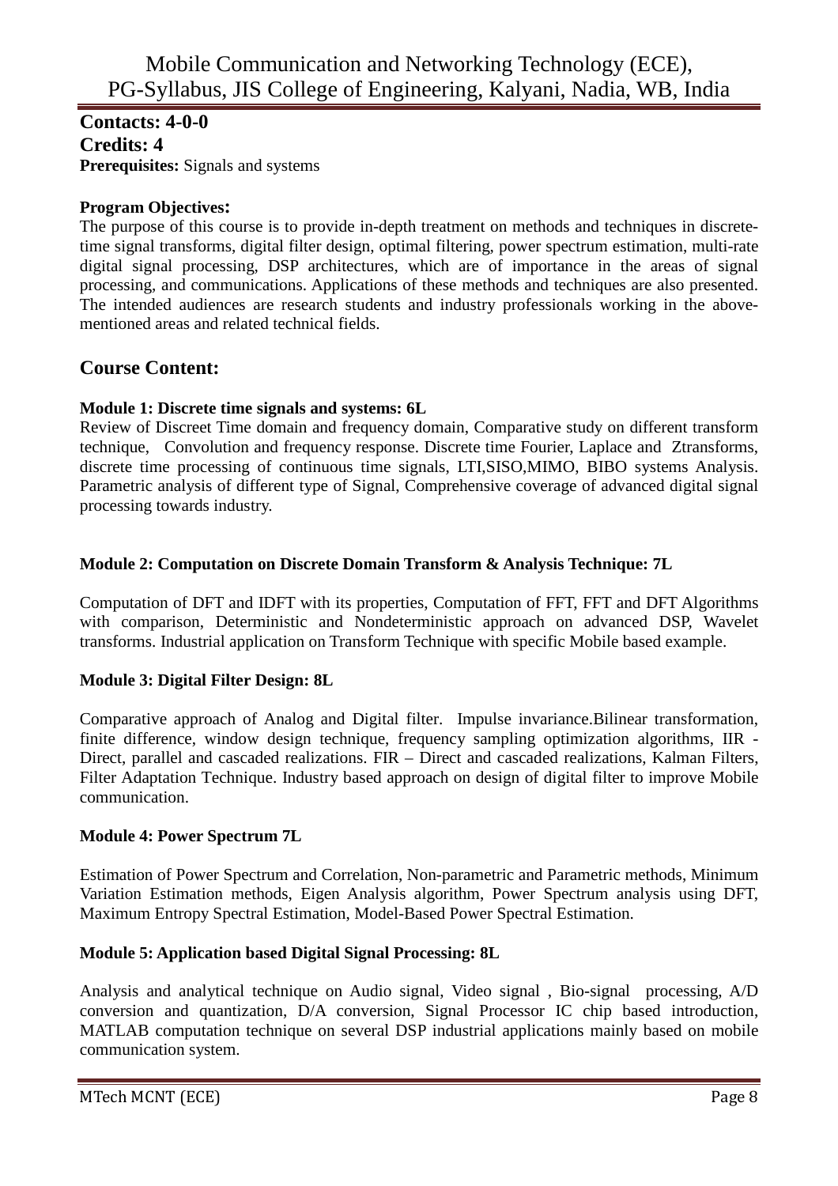**Contacts: 4-0-0**
**Credits: 4**
**Prerequisites:** Signals and systems

**Program Objectives:**

The purpose of this course is to provide in-depth treatment on methods and techniques in discrete-time signal transforms, digital filter design, optimal filtering, power spectrum estimation, multi-rate digital signal processing, DSP architectures, which are of importance in the areas of signal processing, and communications. Applications of these methods and techniques are also presented. The intended audiences are research students and industry professionals working in the above-mentioned areas and related technical fields.

## Course Content:

**Module 1: Discrete time signals and systems: 6L**

Review of Discreet Time domain and frequency domain, Comparative study on different transform technique, Convolution and frequency response. Discrete time Fourier, Laplace and Ztransforms, discrete time processing of continuous time signals, LTI,SISO,MIMO, BIBO systems Analysis. Parametric analysis of different type of Signal, Comprehensive coverage of advanced digital signal processing towards industry.

**Module 2: Computation on Discrete Domain Transform & Analysis Technique: 7L**

Computation of DFT and IDFT with its properties, Computation of FFT, FFT and DFT Algorithms with comparison, Deterministic and Nondeterministic approach on advanced DSP, Wavelet transforms. Industrial application on Transform Technique with specific Mobile based example.

**Module 3: Digital Filter Design: 8L**

Comparative approach of Analog and Digital filter. Impulse invariance.Bilinear transformation, finite difference, window design technique, frequency sampling optimization algorithms, IIR - Direct, parallel and cascaded realizations. FIR – Direct and cascaded realizations, Kalman Filters, Filter Adaptation Technique. Industry based approach on design of digital filter to improve Mobile communication.

**Module 4: Power Spectrum 7L**

Estimation of Power Spectrum and Correlation, Non-parametric and Parametric methods, Minimum Variation Estimation methods, Eigen Analysis algorithm, Power Spectrum analysis using DFT, Maximum Entropy Spectral Estimation, Model-Based Power Spectral Estimation.

**Module 5: Application based Digital Signal Processing: 8L**

Analysis and analytical technique on Audio signal, Video signal , Bio-signal processing, A/D conversion and quantization, D/A conversion, Signal Processor IC chip based introduction, MATLAB computation technique on several DSP industrial applications mainly based on mobile communication system.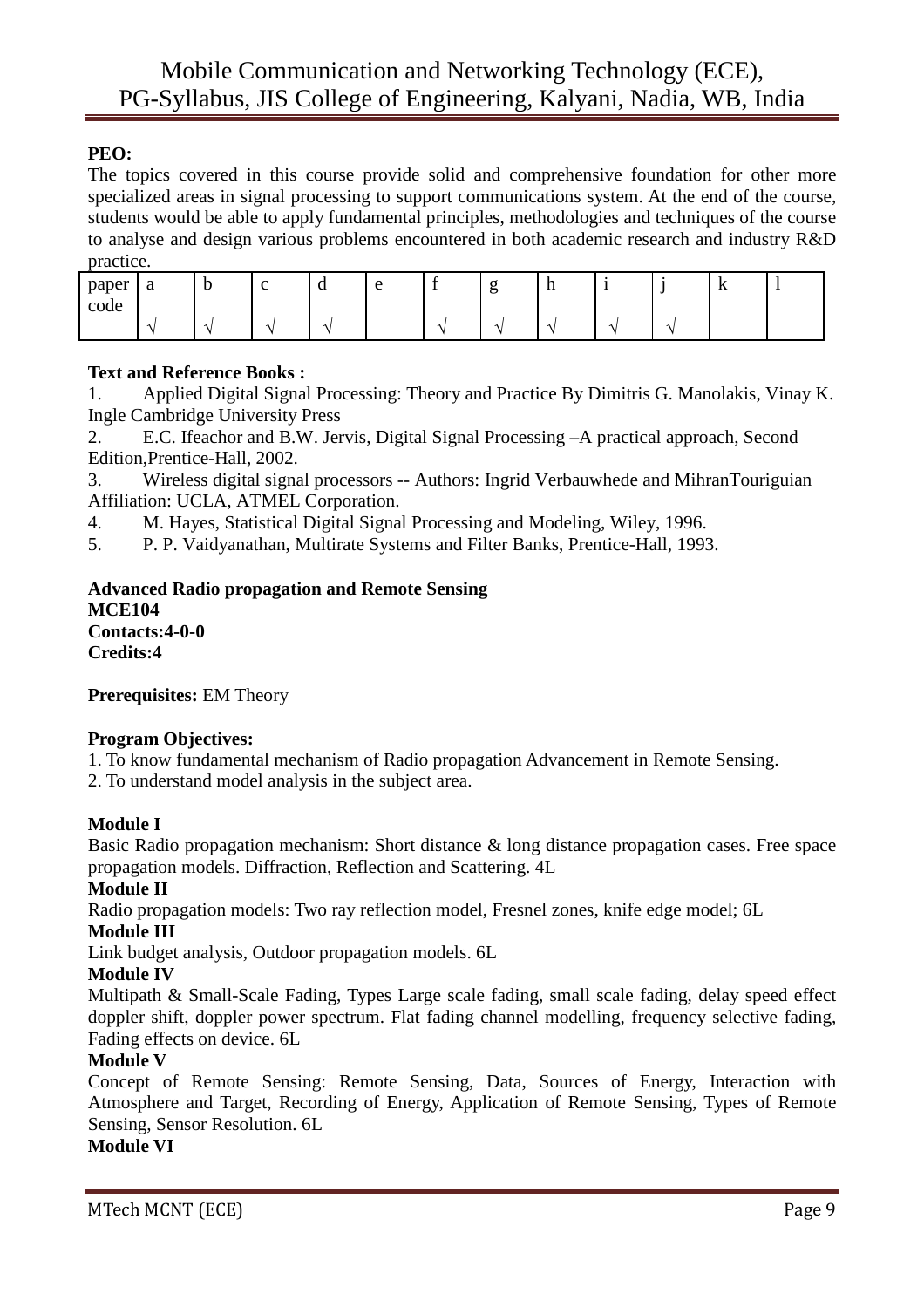**PEO:**

The topics covered in this course provide solid and comprehensive foundation for other more specialized areas in signal processing to support communications system. At the end of the course, students would be able to apply fundamental principles, methodologies and techniques of the course to analyse and design various problems encountered in both academic research and industry R&D practice.

| paper code | a | b | c | d | e | f | g | h | i | j | k | l |
|---|---|---|---|---|---|---|---|---|---|---|---|---|
| | √ | √ | √ | √ | | √ | √ | √ | √ | √ | | |

**Text and Reference Books :**

1. Applied Digital Signal Processing: Theory and Practice By Dimitris G. Manolakis, Vinay K. Ingle Cambridge University Press
2. E.C. Ifeachor and B.W. Jervis, Digital Signal Processing –A practical approach, Second Edition,Prentice-Hall, 2002.
3. Wireless digital signal processors -- Authors: Ingrid Verbauwhede and MihranTouriguian Affiliation: UCLA, ATMEL Corporation.
4. M. Hayes, Statistical Digital Signal Processing and Modeling, Wiley, 1996.
5. P. P. Vaidyanathan, Multirate Systems and Filter Banks, Prentice-Hall, 1993.

**Advanced Radio propagation and Remote Sensing**
**MCE104**
**Contacts:4-0-0**
**Credits:4**

**Prerequisites:** EM Theory

**Program Objectives:**

1. To know fundamental mechanism of Radio propagation Advancement in Remote Sensing.
2. To understand model analysis in the subject area.

**Module I**

Basic Radio propagation mechanism: Short distance & long distance propagation cases. Free space propagation models. Diffraction, Reflection and Scattering. 4L

**Module II**

Radio propagation models: Two ray reflection model, Fresnel zones, knife edge model; 6L

**Module III**

Link budget analysis, Outdoor propagation models. 6L

**Module IV**

Multipath & Small-Scale Fading, Types Large scale fading, small scale fading, delay speed effect doppler shift, doppler power spectrum. Flat fading channel modelling, frequency selective fading, Fading effects on device. 6L

**Module V**

Concept of Remote Sensing: Remote Sensing, Data, Sources of Energy, Interaction with Atmosphere and Target, Recording of Energy, Application of Remote Sensing, Types of Remote Sensing, Sensor Resolution. 6L

**Module VI**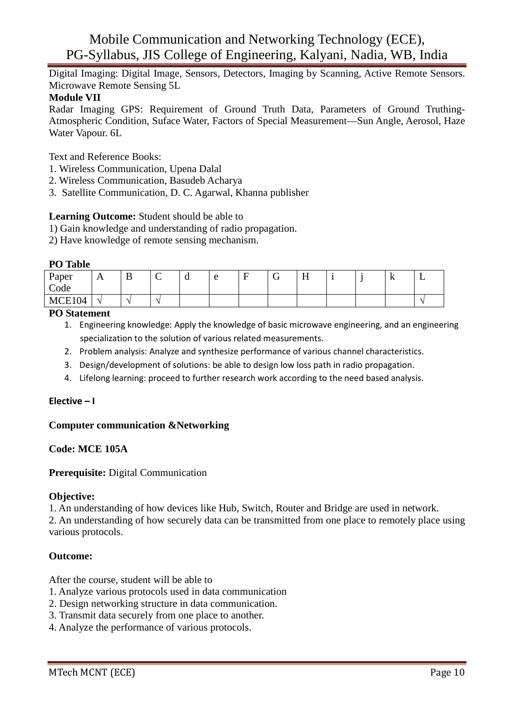Digital Imaging: Digital Image, Sensors, Detectors, Imaging by Scanning, Active Remote Sensors. Microwave Remote Sensing 5L

**Module VII**

Radar Imaging GPS: Requirement of Ground Truth Data, Parameters of Ground Truthing-Atmospheric Condition, Suface Water, Factors of Special Measurement—Sun Angle, Aerosol, Haze Water Vapour. 6L

Text and Reference Books:

1. Wireless Communication, Upena Dalal
2. Wireless Communication, Basudeb Acharya
3. Satellite Communication, D. C. Agarwal, Khanna publisher

**Learning Outcome:** Student should be able to

1) Gain knowledge and understanding of radio propagation.
2) Have knowledge of remote sensing mechanism.

**PO Table**

| Paper Code | A | B | C | d | e | F | G | H | i | j | k | L |
|---|---|---|---|---|---|---|---|---|---|---|---|---|
| MCE104 | √ | √ | √ | | | | | | | | | √ |

**PO Statement**

1. Engineering knowledge: Apply the knowledge of basic microwave engineering, and an engineering specialization to the solution of various related measurements.
2. Problem analysis: Analyze and synthesize performance of various channel characteristics.
3. Design/development of solutions: be able to design low loss path in radio propagation.
4. Lifelong learning: proceed to further research work according to the need based analysis.

**Elective – I**

**Computer communication &Networking**

**Code: MCE 105A**

**Prerequisite:** Digital Communication

**Objective:**

1. An understanding of how devices like Hub, Switch, Router and Bridge are used in network.
2. An understanding of how securely data can be transmitted from one place to remotely place using various protocols.

**Outcome:**

After the course, student will be able to

1. Analyze various protocols used in data communication
2. Design networking structure in data communication.
3. Transmit data securely from one place to another.
4. Analyze the performance of various protocols.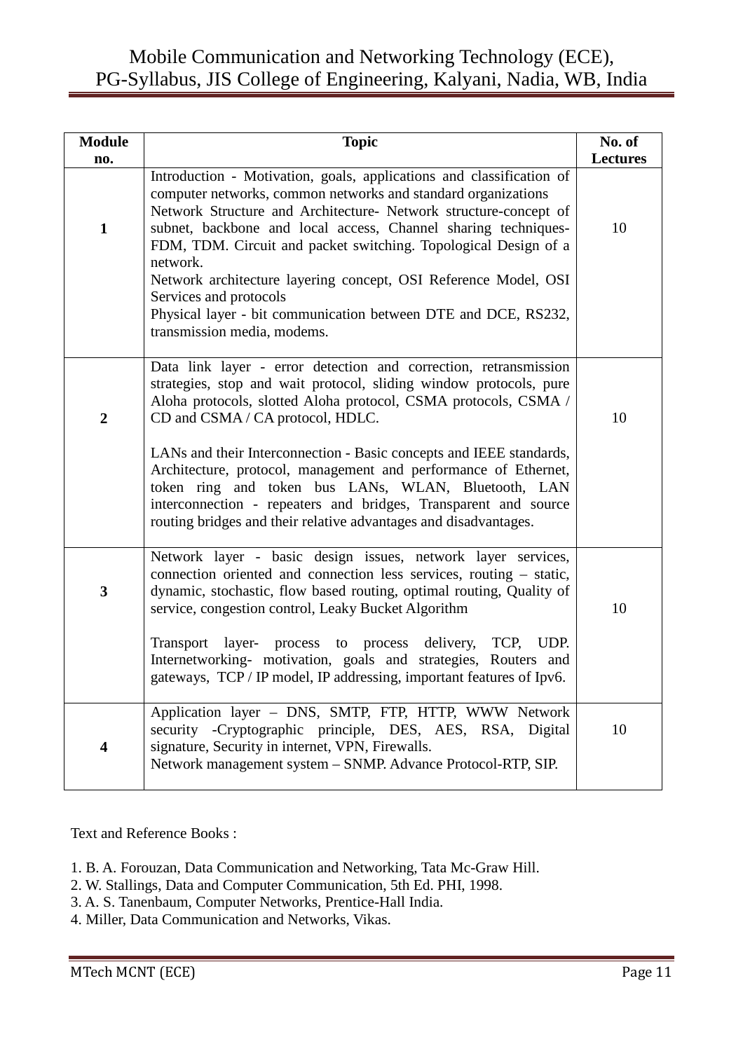| Module no. | Topic | No. of Lectures |
|---|---|---|
| 1 | Introduction - Motivation, goals, applications and classification of computer networks, common networks and standard organizations<br>Network Structure and Architecture- Network structure-concept of subnet, backbone and local access, Channel sharing techniques-FDM, TDM. Circuit and packet switching. Topological Design of a network.<br>Network architecture layering concept, OSI Reference Model, OSI Services and protocols<br>Physical layer - bit communication between DTE and DCE, RS232, transmission media, modems. | 10 |
| 2 | Data link layer - error detection and correction, retransmission strategies, stop and wait protocol, sliding window protocols, pure Aloha protocols, slotted Aloha protocol, CSMA protocols, CSMA / CD and CSMA / CA protocol, HDLC.<br><br>LANs and their Interconnection - Basic concepts and IEEE standards, Architecture, protocol, management and performance of Ethernet, token ring and token bus LANs, WLAN, Bluetooth, LAN interconnection - repeaters and bridges, Transparent and source routing bridges and their relative advantages and disadvantages. | 10 |
| 3 | Network layer - basic design issues, network layer services, connection oriented and connection less services, routing – static, dynamic, stochastic, flow based routing, optimal routing, Quality of service, congestion control, Leaky Bucket Algorithm<br><br>Transport layer- process to process delivery, TCP, UDP. Internetworking- motivation, goals and strategies, Routers and gateways, TCP / IP model, IP addressing, important features of Ipv6. | 10 |
| 4 | Application layer – DNS, SMTP, FTP, HTTP, WWW Network security -Cryptographic principle, DES, AES, RSA, Digital signature, Security in internet, VPN, Firewalls.<br>Network management system – SNMP. Advance Protocol-RTP, SIP. | 10 |

Text and Reference Books :

1. B. A. Forouzan, Data Communication and Networking, Tata Mc-Graw Hill.
2. W. Stallings, Data and Computer Communication, 5th Ed. PHI, 1998.
3. A. S. Tanenbaum, Computer Networks, Prentice-Hall India.
4. Miller, Data Communication and Networks, Vikas.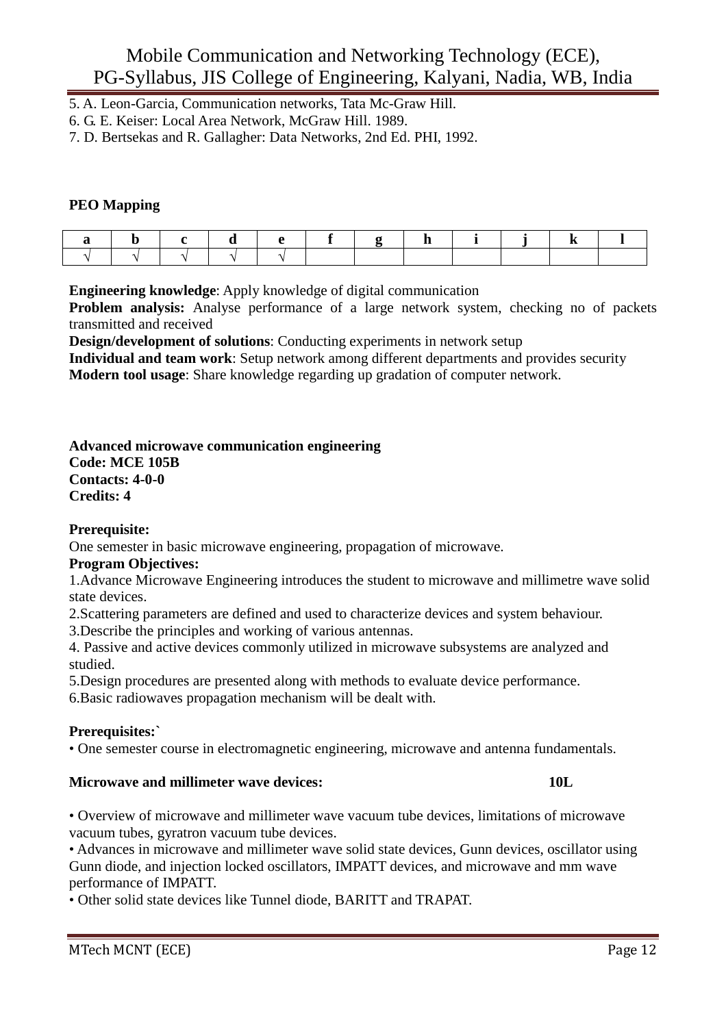5. A. Leon-Garcia, Communication networks, Tata Mc-Graw Hill.
6. G. E. Keiser: Local Area Network, McGraw Hill. 1989.
7. D. Bertsekas and R. Gallagher: Data Networks, 2nd Ed. PHI, 1992.

**PEO Mapping**

| a | b | c | d | e | f | g | h | i | j | k | l |
|---|---|---|---|---|---|---|---|---|---|---|---|
| √ | √ | √ | √ | √ | | | | | | | |

**Engineering knowledge**: Apply knowledge of digital communication
**Problem analysis:** Analyse performance of a large network system, checking no of packets transmitted and received
**Design/development of solutions**: Conducting experiments in network setup
**Individual and team work**: Setup network among different departments and provides security
**Modern tool usage**: Share knowledge regarding up gradation of computer network.

**Advanced microwave communication engineering**
**Code: MCE 105B**
**Contacts: 4-0-0**
**Credits: 4**

**Prerequisite:**
One semester in basic microwave engineering, propagation of microwave.
**Program Objectives:**
1.Advance Microwave Engineering introduces the student to microwave and millimetre wave solid state devices.
2.Scattering parameters are defined and used to characterize devices and system behaviour.
3.Describe the principles and working of various antennas.
4. Passive and active devices commonly utilized in microwave subsystems are analyzed and studied.
5.Design procedures are presented along with methods to evaluate device performance.
6.Basic radiowaves propagation mechanism will be dealt with.

**Prerequisites:`**
• One semester course in electromagnetic engineering, microwave and antenna fundamentals.

**Microwave and millimeter wave devices: 10L**

• Overview of microwave and millimeter wave vacuum tube devices, limitations of microwave vacuum tubes, gyratron vacuum tube devices.
• Advances in microwave and millimeter wave solid state devices, Gunn devices, oscillator using Gunn diode, and injection locked oscillators, IMPATT devices, and microwave and mm wave performance of IMPATT.
• Other solid state devices like Tunnel diode, BARITT and TRAPAT.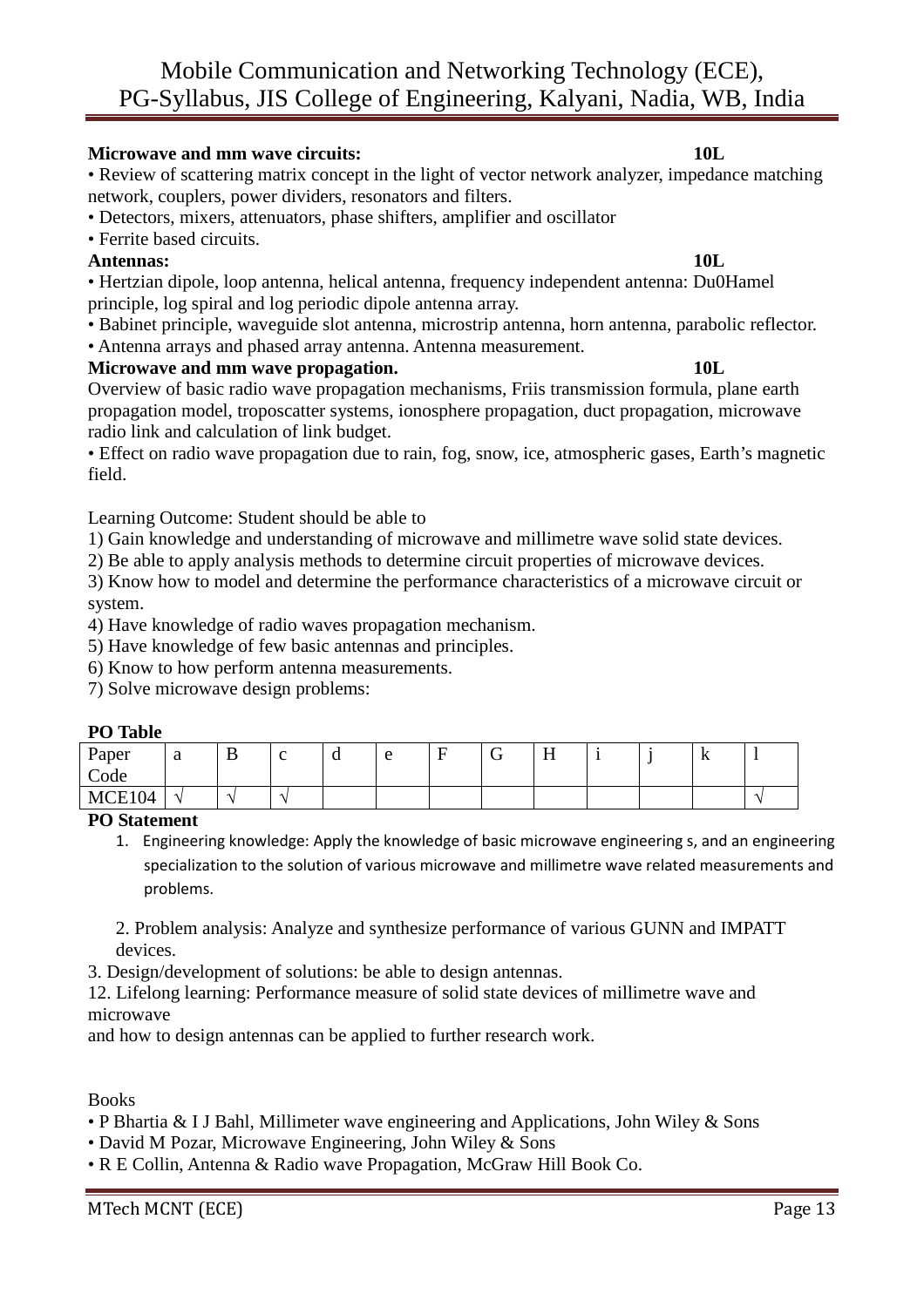**Microwave and mm wave circuits:** **10L**

• Review of scattering matrix concept in the light of vector network analyzer, impedance matching network, couplers, power dividers, resonators and filters.
• Detectors, mixers, attenuators, phase shifters, amplifier and oscillator
• Ferrite based circuits.

**Antennas:** **10L**

• Hertzian dipole, loop antenna, helical antenna, frequency independent antenna: Du0Hamel principle, log spiral and log periodic dipole antenna array.
• Babinet principle, waveguide slot antenna, microstrip antenna, horn antenna, parabolic reflector.
• Antenna arrays and phased array antenna. Antenna measurement.

**Microwave and mm wave propagation.** **10L**

Overview of basic radio wave propagation mechanisms, Friis transmission formula, plane earth propagation model, troposcatter systems, ionosphere propagation, duct propagation, microwave radio link and calculation of link budget.
• Effect on radio wave propagation due to rain, fog, snow, ice, atmospheric gases, Earth's magnetic field.

Learning Outcome: Student should be able to
1) Gain knowledge and understanding of microwave and millimetre wave solid state devices.
2) Be able to apply analysis methods to determine circuit properties of microwave devices.
3) Know how to model and determine the performance characteristics of a microwave circuit or system.
4) Have knowledge of radio waves propagation mechanism.
5) Have knowledge of few basic antennas and principles.
6) Know to how perform antenna measurements.
7) Solve microwave design problems:

**PO Table**

| Paper Code | a | B | c | d | e | F | G | H | i | j | k | l |
|---|---|---|---|---|---|---|---|---|---|---|---|---|
| MCE104 | √ | √ | √ | | | | | | | | | √ |

**PO Statement**

1. Engineering knowledge: Apply the knowledge of basic microwave engineering s, and an engineering specialization to the solution of various microwave and millimetre wave related measurements and problems.

2. Problem analysis: Analyze and synthesize performance of various GUNN and IMPATT devices.

3. Design/development of solutions: be able to design antennas.

12. Lifelong learning: Performance measure of solid state devices of millimetre wave and microwave
and how to design antennas can be applied to further research work.

Books
• P Bhartia & I J Bahl, Millimeter wave engineering and Applications, John Wiley & Sons
• David M Pozar, Microwave Engineering, John Wiley & Sons
• R E Collin, Antenna & Radio wave Propagation, McGraw Hill Book Co.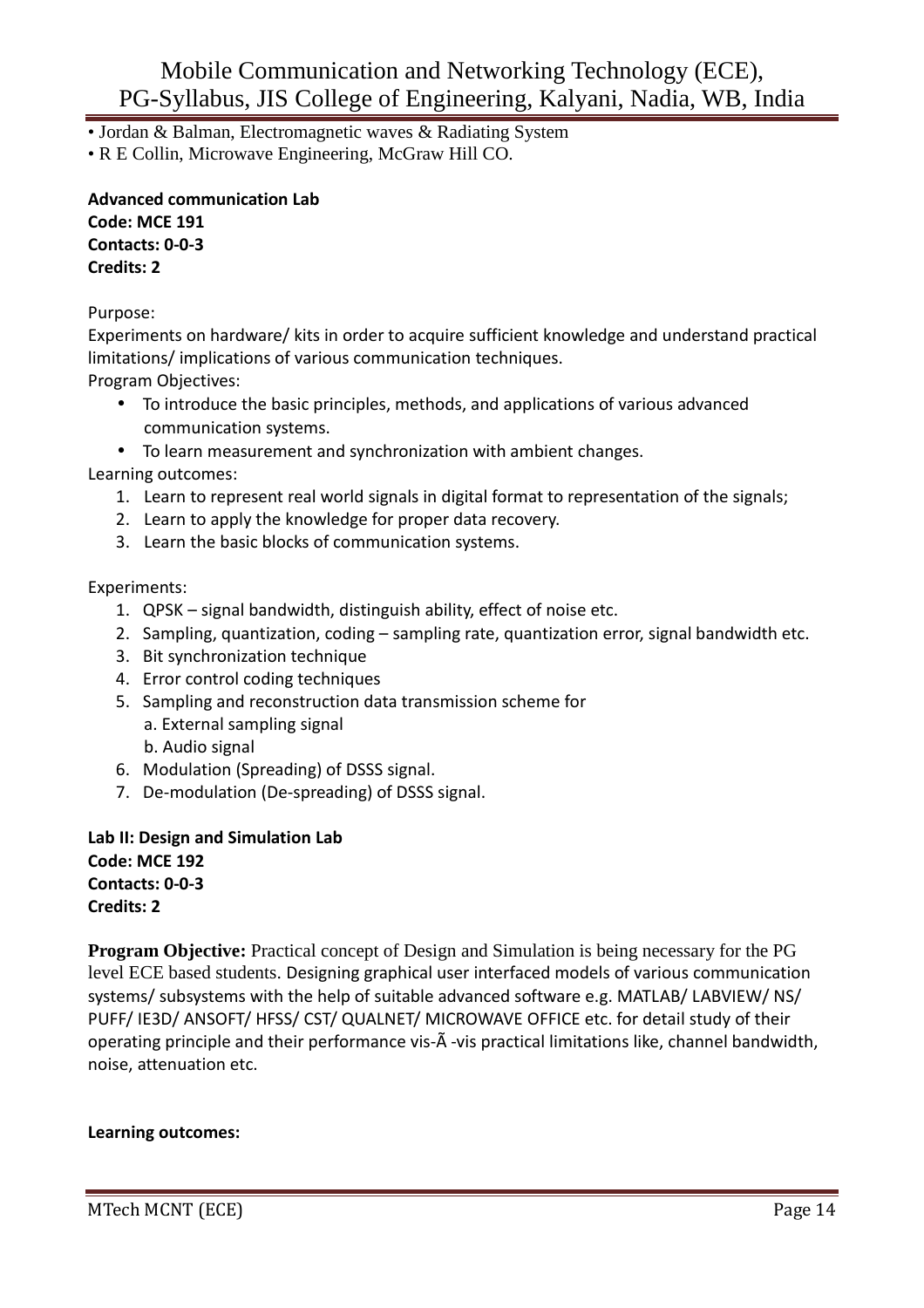• Jordan & Balman, Electromagnetic waves & Radiating System
• R E Collin, Microwave Engineering, McGraw Hill CO.

**Advanced communication Lab**
**Code: MCE 191**
**Contacts: 0-0-3**
**Credits: 2**

Purpose:
Experiments on hardware/ kits in order to acquire sufficient knowledge and understand practical limitations/ implications of various communication techniques.
Program Objectives:

- To introduce the basic principles, methods, and applications of various advanced communication systems.
- To learn measurement and synchronization with ambient changes.

Learning outcomes:

1. Learn to represent real world signals in digital format to representation of the signals;
2. Learn to apply the knowledge for proper data recovery.
3. Learn the basic blocks of communication systems.

Experiments:

1. QPSK – signal bandwidth, distinguish ability, effect of noise etc.
2. Sampling, quantization, coding – sampling rate, quantization error, signal bandwidth etc.
3. Bit synchronization technique
4. Error control coding techniques
5. Sampling and reconstruction data transmission scheme for
   a. External sampling signal
   b. Audio signal
6. Modulation (Spreading) of DSSS signal.
7. De-modulation (De-spreading) of DSSS signal.

**Lab II: Design and Simulation Lab**
**Code: MCE 192**
**Contacts: 0-0-3**
**Credits: 2**

**Program Objective:** Practical concept of Design and Simulation is being necessary for the PG level ECE based students. Designing graphical user interfaced models of various communication systems/ subsystems with the help of suitable advanced software e.g. MATLAB/ LABVIEW/ NS/ PUFF/ IE3D/ ANSOFT/ HFSS/ CST/ QUALNET/ MICROWAVE OFFICE etc. for detail study of their operating principle and their performance vis-Ã -vis practical limitations like, channel bandwidth, noise, attenuation etc.

**Learning outcomes:**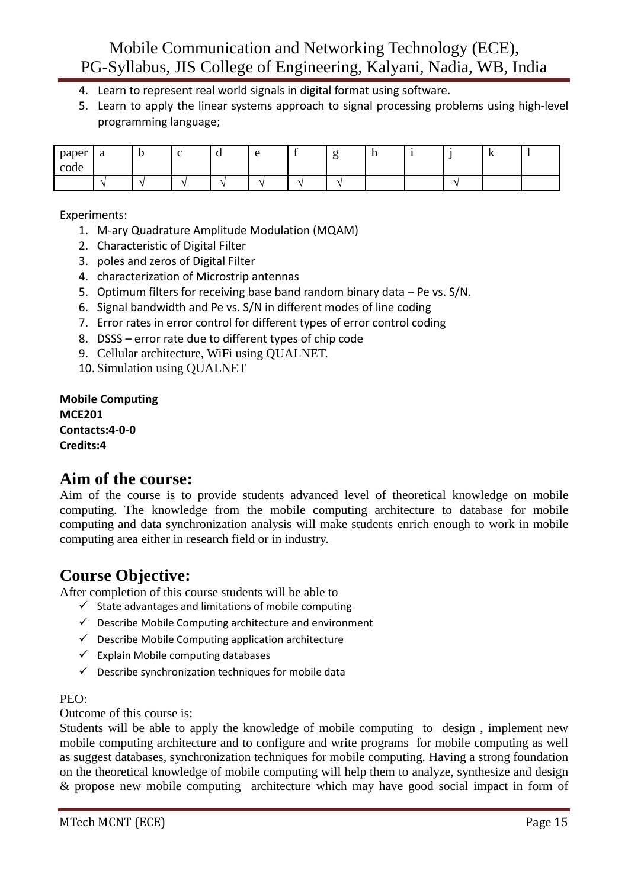4. Learn to represent real world signals in digital format using software.
5. Learn to apply the linear systems approach to signal processing problems using high-level programming language;

| paper code | a | b | c | d | e | f | g | h | i | j | k | l |
|---|---|---|---|---|---|---|---|---|---|---|---|---|
| | √ | √ | √ | √ | √ | √ | √ | | | √ | | |

Experiments:

1. M-ary Quadrature Amplitude Modulation (MQAM)
2. Characteristic of Digital Filter
3. poles and zeros of Digital Filter
4. characterization of Microstrip antennas
5. Optimum filters for receiving base band random binary data – Pe vs. S/N.
6. Signal bandwidth and Pe vs. S/N in different modes of line coding
7. Error rates in error control for different types of error control coding
8. DSSS – error rate due to different types of chip code
9. Cellular architecture, WiFi using QUALNET.
10. Simulation using QUALNET

**Mobile Computing**
**MCE201**
**Contacts:4-0-0**
**Credits:4**

## Aim of the course:

Aim of the course is to provide students advanced level of theoretical knowledge on mobile computing. The knowledge from the mobile computing architecture to database for mobile computing and data synchronization analysis will make students enrich enough to work in mobile computing area either in research field or in industry.

## Course Objective:

After completion of this course students will be able to

- ✓ State advantages and limitations of mobile computing
- ✓ Describe Mobile Computing architecture and environment
- ✓ Describe Mobile Computing application architecture
- ✓ Explain Mobile computing databases
- ✓ Describe synchronization techniques for mobile data

PEO:

Outcome of this course is:

Students will be able to apply the knowledge of mobile computing to design , implement new mobile computing architecture and to configure and write programs for mobile computing as well as suggest databases, synchronization techniques for mobile computing. Having a strong foundation on the theoretical knowledge of mobile computing will help them to analyze, synthesize and design & propose new mobile computing architecture which may have good social impact in form of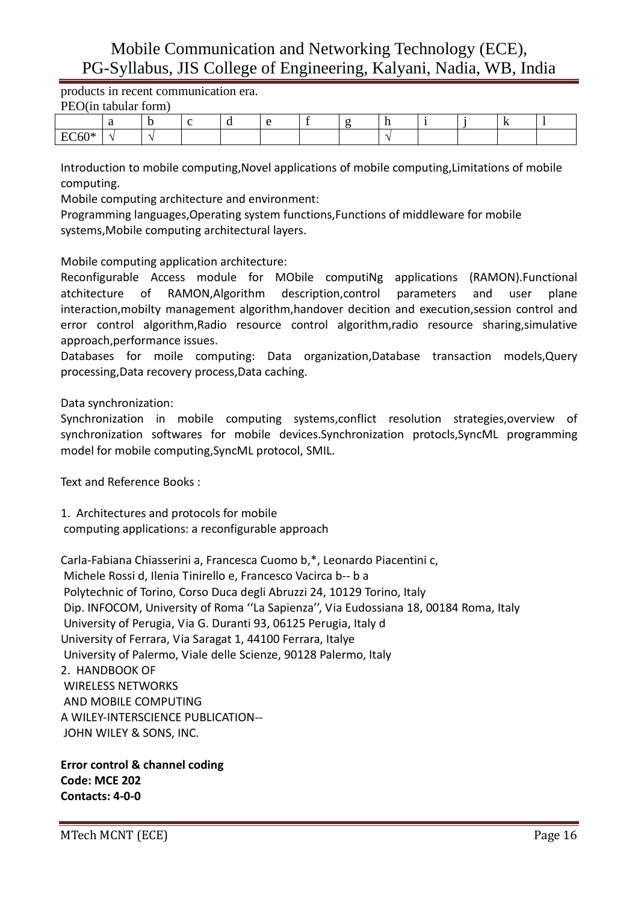products in recent communication era.

PEO(in tabular form)

| | a | b | c | d | e | f | g | h | i | j | k | l |
|---|---|---|---|---|---|---|---|---|---|---|---|---|
| EC60* | √ | √ | | | | | | √ | | | | |

Introduction to mobile computing,Novel applications of mobile computing,Limitations of mobile computing.

Mobile computing architecture and environment:

Programming languages,Operating system functions,Functions of middleware for mobile systems,Mobile computing architectural layers.

Mobile computing application architecture:

Reconfigurable Access module for MObile computiNg applications (RAMON).Functional atchitecture of RAMON,Algorithm description,control parameters and user plane interaction,mobilty management algorithm,handover decition and execution,session control and error control algorithm,Radio resource control algorithm,radio resource sharing,simulative approach,performance issues.

Databases for moile computing: Data organization,Database transaction models,Query processing,Data recovery process,Data caching.

Data synchronization:

Synchronization in mobile computing systems,conflict resolution strategies,overview of synchronization softwares for mobile devices.Synchronization protocls,SyncML programming model for mobile computing,SyncML protocol, SMIL.

Text and Reference Books :

1. Architectures and protocols for mobile computing applications: a reconfigurable approach

Carla-Fabiana Chiasserini a, Francesca Cuomo b,*, Leonardo Piacentini c,
Michele Rossi d, Ilenia Tinirello e, Francesco Vacirca b-- b a
Polytechnic of Torino, Corso Duca degli Abruzzi 24, 10129 Torino, Italy
Dip. INFOCOM, University of Roma ''La Sapienza'', Via Eudossiana 18, 00184 Roma, Italy
University of Perugia, Via G. Duranti 93, 06125 Perugia, Italy d
University of Ferrara, Via Saragat 1, 44100 Ferrara, Italye
University of Palermo, Viale delle Scienze, 90128 Palermo, Italy

2. HANDBOOK OF WIRELESS NETWORKS AND MOBILE COMPUTING
A WILEY-INTERSCIENCE PUBLICATION--
JOHN WILEY & SONS, INC.

**Error control & channel coding**
**Code: MCE 202**
**Contacts: 4-0-0**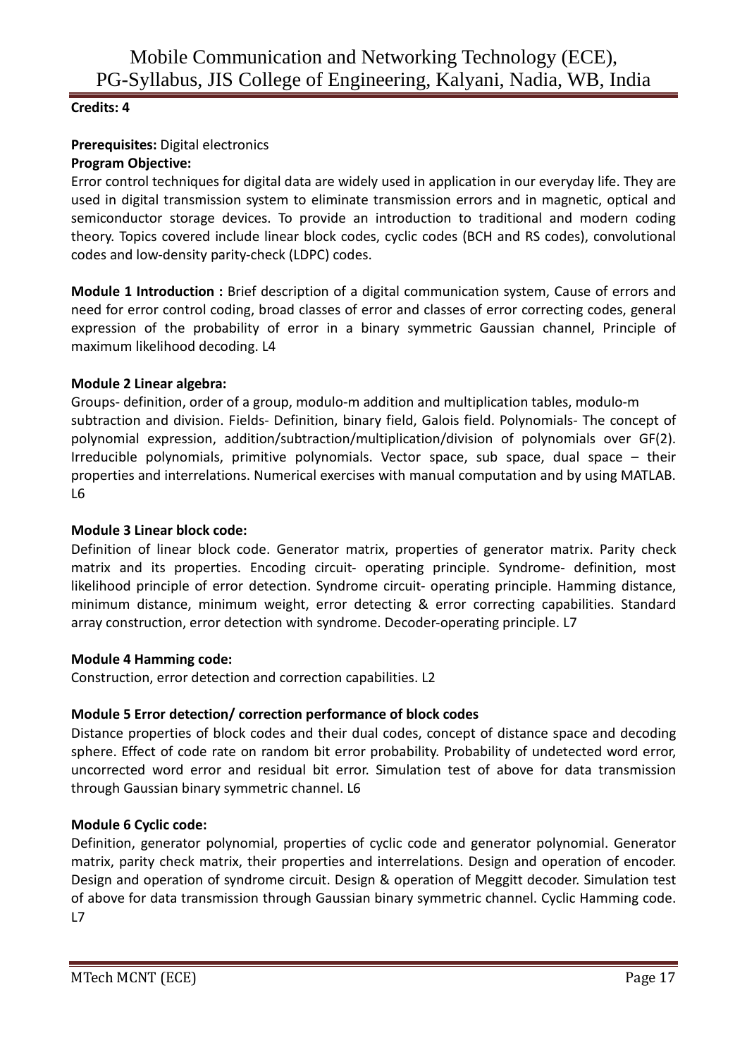**Credits: 4**

**Prerequisites:** Digital electronics

**Program Objective:**

Error control techniques for digital data are widely used in application in our everyday life. They are used in digital transmission system to eliminate transmission errors and in magnetic, optical and semiconductor storage devices. To provide an introduction to traditional and modern coding theory. Topics covered include linear block codes, cyclic codes (BCH and RS codes), convolutional codes and low-density parity-check (LDPC) codes.

**Module 1 Introduction :** Brief description of a digital communication system, Cause of errors and need for error control coding, broad classes of error and classes of error correcting codes, general expression of the probability of error in a binary symmetric Gaussian channel, Principle of maximum likelihood decoding. L4

**Module 2 Linear algebra:**

Groups- definition, order of a group, modulo-m addition and multiplication tables, modulo-m subtraction and division. Fields- Definition, binary field, Galois field. Polynomials- The concept of polynomial expression, addition/subtraction/multiplication/division of polynomials over GF(2). Irreducible polynomials, primitive polynomials. Vector space, sub space, dual space – their properties and interrelations. Numerical exercises with manual computation and by using MATLAB. L6

**Module 3 Linear block code:**

Definition of linear block code. Generator matrix, properties of generator matrix. Parity check matrix and its properties. Encoding circuit- operating principle. Syndrome- definition, most likelihood principle of error detection. Syndrome circuit- operating principle. Hamming distance, minimum distance, minimum weight, error detecting & error correcting capabilities. Standard array construction, error detection with syndrome. Decoder-operating principle. L7

**Module 4 Hamming code:**

Construction, error detection and correction capabilities. L2

**Module 5 Error detection/ correction performance of block codes**

Distance properties of block codes and their dual codes, concept of distance space and decoding sphere. Effect of code rate on random bit error probability. Probability of undetected word error, uncorrected word error and residual bit error. Simulation test of above for data transmission through Gaussian binary symmetric channel. L6

**Module 6 Cyclic code:**

Definition, generator polynomial, properties of cyclic code and generator polynomial. Generator matrix, parity check matrix, their properties and interrelations. Design and operation of encoder. Design and operation of syndrome circuit. Design & operation of Meggitt decoder. Simulation test of above for data transmission through Gaussian binary symmetric channel. Cyclic Hamming code. L7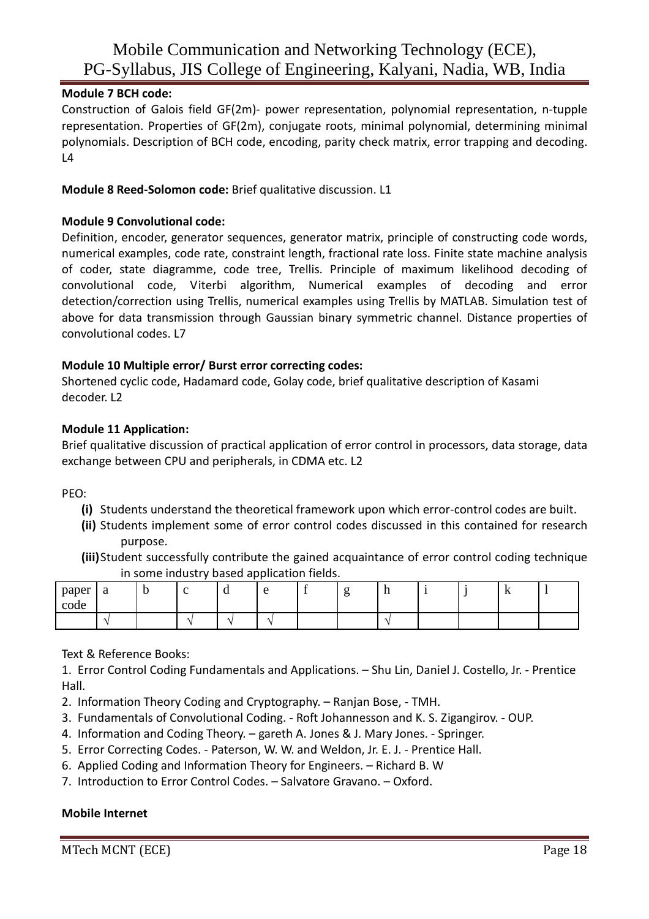**Module 7 BCH code:**

Construction of Galois field GF(2m)- power representation, polynomial representation, n-tupple representation. Properties of GF(2m), conjugate roots, minimal polynomial, determining minimal polynomials. Description of BCH code, encoding, parity check matrix, error trapping and decoding. L4

**Module 8 Reed-Solomon code:** Brief qualitative discussion. L1

**Module 9 Convolutional code:**

Definition, encoder, generator sequences, generator matrix, principle of constructing code words, numerical examples, code rate, constraint length, fractional rate loss. Finite state machine analysis of coder, state diagramme, code tree, Trellis. Principle of maximum likelihood decoding of convolutional code, Viterbi algorithm, Numerical examples of decoding and error detection/correction using Trellis, numerical examples using Trellis by MATLAB. Simulation test of above for data transmission through Gaussian binary symmetric channel. Distance properties of convolutional codes. L7

**Module 10 Multiple error/ Burst error correcting codes:**

Shortened cyclic code, Hadamard code, Golay code, brief qualitative description of Kasami decoder. L2

**Module 11 Application:**

Brief qualitative discussion of practical application of error control in processors, data storage, data exchange between CPU and peripherals, in CDMA etc. L2

PEO:

- **(i)** Students understand the theoretical framework upon which error-control codes are built.
- **(ii)** Students implement some of error control codes discussed in this contained for research purpose.
- **(iii)** Student successfully contribute the gained acquaintance of error control coding technique in some industry based application fields.

| paper code | a | b | c | d | e | f | g | h | i | j | k | l |
|---|---|---|---|---|---|---|---|---|---|---|---|---|
| | √ | | √ | √ | √ | | | √ | | | | |

Text & Reference Books:

1. Error Control Coding Fundamentals and Applications. – Shu Lin, Daniel J. Costello, Jr. - Prentice Hall.
2. Information Theory Coding and Cryptography. – Ranjan Bose, - TMH.
3. Fundamentals of Convolutional Coding. - Roft Johannesson and K. S. Zigangirov. - OUP.
4. Information and Coding Theory. – gareth A. Jones & J. Mary Jones. - Springer.
5. Error Correcting Codes. - Paterson, W. W. and Weldon, Jr. E. J. - Prentice Hall.
6. Applied Coding and Information Theory for Engineers. – Richard B. W
7. Introduction to Error Control Codes. – Salvatore Gravano. – Oxford.

**Mobile Internet**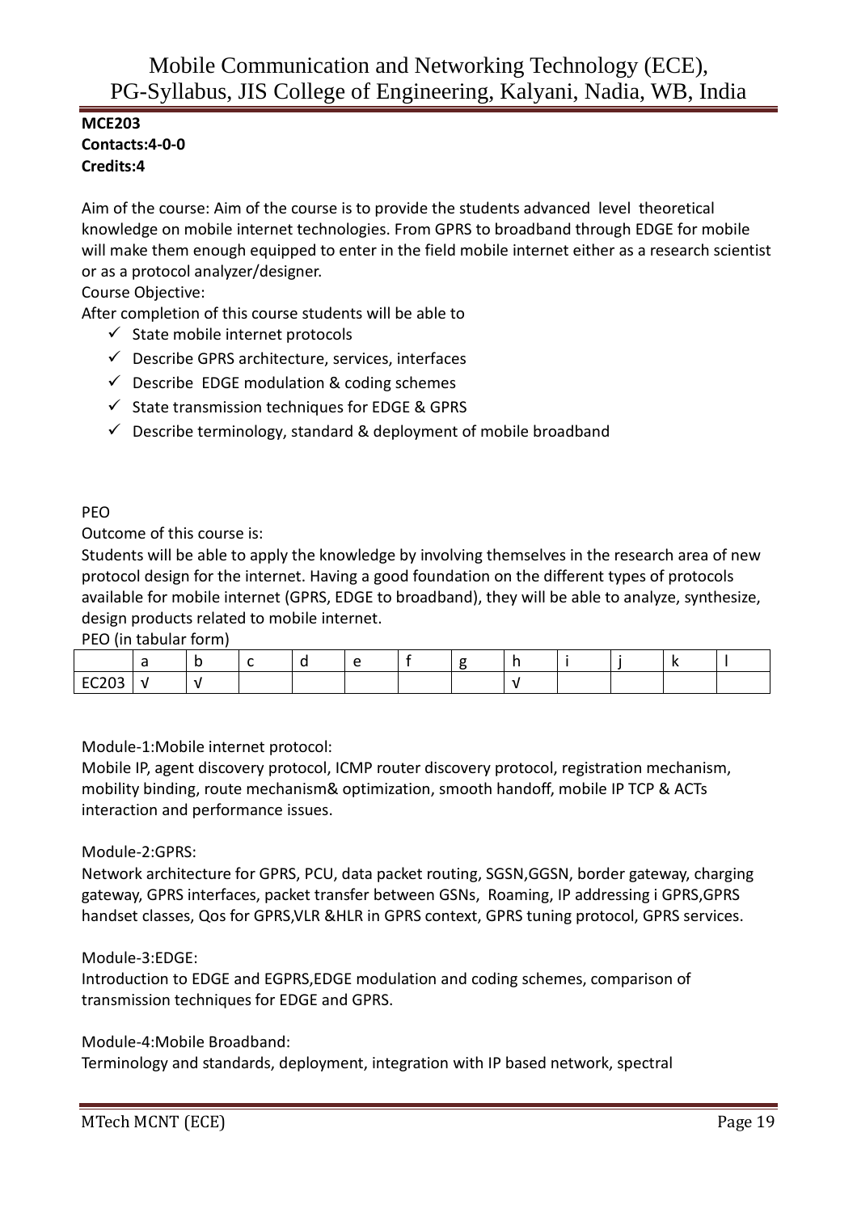**MCE203**
**Contacts:4-0-0**
**Credits:4**

Aim of the course: Aim of the course is to provide the students advanced level theoretical knowledge on mobile internet technologies. From GPRS to broadband through EDGE for mobile will make them enough equipped to enter in the field mobile internet either as a research scientist or as a protocol analyzer/designer.

Course Objective:

After completion of this course students will be able to

- ✓ State mobile internet protocols
- ✓ Describe GPRS architecture, services, interfaces
- ✓ Describe EDGE modulation & coding schemes
- ✓ State transmission techniques for EDGE & GPRS
- ✓ Describe terminology, standard & deployment of mobile broadband

PEO

Outcome of this course is:

Students will be able to apply the knowledge by involving themselves in the research area of new protocol design for the internet. Having a good foundation on the different types of protocols available for mobile internet (GPRS, EDGE to broadband), they will be able to analyze, synthesize, design products related to mobile internet.

PEO (in tabular form)

| | a | b | c | d | e | f | g | h | i | j | k | l |
|---|---|---|---|---|---|---|---|---|---|---|---|---|
| EC203 | √ | √ | | | | | | √ | | | | |

Module-1:Mobile internet protocol:

Mobile IP, agent discovery protocol, ICMP router discovery protocol, registration mechanism, mobility binding, route mechanism& optimization, smooth handoff, mobile IP TCP & ACTs interaction and performance issues.

Module-2:GPRS:

Network architecture for GPRS, PCU, data packet routing, SGSN,GGSN, border gateway, charging gateway, GPRS interfaces, packet transfer between GSNs, Roaming, IP addressing i GPRS,GPRS handset classes, Qos for GPRS,VLR &HLR in GPRS context, GPRS tuning protocol, GPRS services.

Module-3:EDGE:

Introduction to EDGE and EGPRS,EDGE modulation and coding schemes, comparison of transmission techniques for EDGE and GPRS.

Module-4:Mobile Broadband:

Terminology and standards, deployment, integration with IP based network, spectral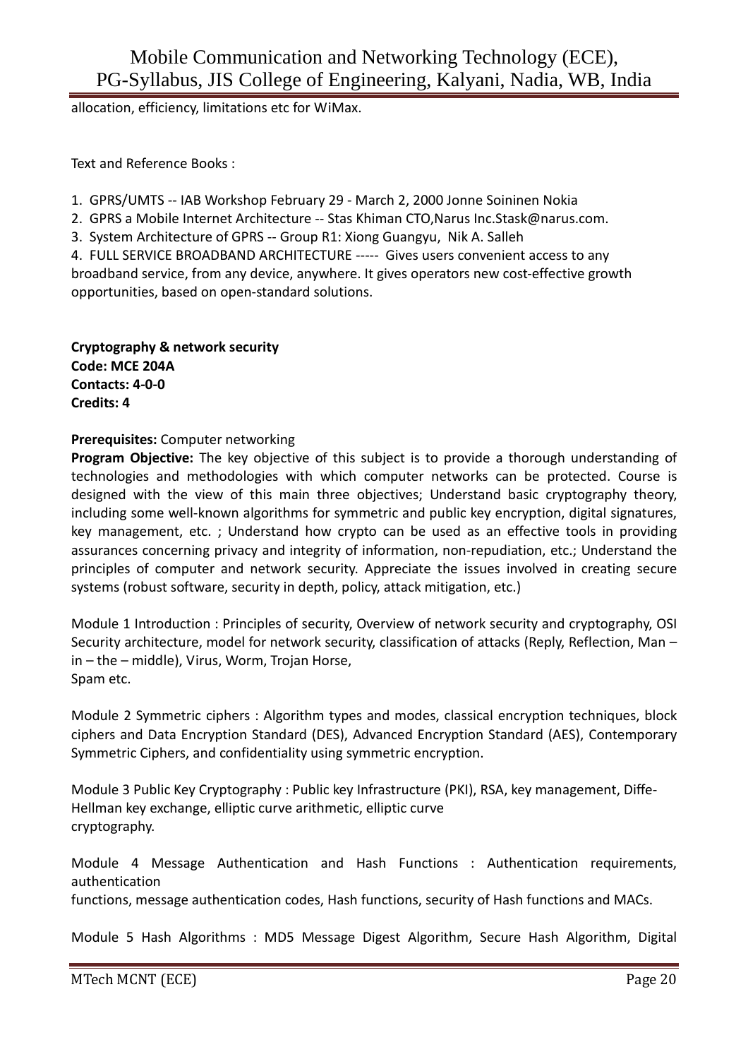allocation, efficiency, limitations etc for WiMax.

Text and Reference Books :

1. GPRS/UMTS -- IAB Workshop February 29 - March 2, 2000 Jonne Soininen Nokia
2. GPRS a Mobile Internet Architecture -- Stas Khiman CTO,Narus Inc.Stask@narus.com.
3. System Architecture of GPRS -- Group R1: Xiong Guangyu, Nik A. Salleh
4. FULL SERVICE BROADBAND ARCHITECTURE ----- Gives users convenient access to any broadband service, from any device, anywhere. It gives operators new cost-effective growth opportunities, based on open-standard solutions.

**Cryptography & network security**
**Code: MCE 204A**
**Contacts: 4-0-0**
**Credits: 4**

**Prerequisites:** Computer networking
**Program Objective:** The key objective of this subject is to provide a thorough understanding of technologies and methodologies with which computer networks can be protected. Course is designed with the view of this main three objectives; Understand basic cryptography theory, including some well-known algorithms for symmetric and public key encryption, digital signatures, key management, etc. ; Understand how crypto can be used as an effective tools in providing assurances concerning privacy and integrity of information, non-repudiation, etc.; Understand the principles of computer and network security. Appreciate the issues involved in creating secure systems (robust software, security in depth, policy, attack mitigation, etc.)

Module 1 Introduction : Principles of security, Overview of network security and cryptography, OSI Security architecture, model for network security, classification of attacks (Reply, Reflection, Man – in – the – middle), Virus, Worm, Trojan Horse, Spam etc.

Module 2 Symmetric ciphers : Algorithm types and modes, classical encryption techniques, block ciphers and Data Encryption Standard (DES), Advanced Encryption Standard (AES), Contemporary Symmetric Ciphers, and confidentiality using symmetric encryption.

Module 3 Public Key Cryptography : Public key Infrastructure (PKI), RSA, key management, Diffe-Hellman key exchange, elliptic curve arithmetic, elliptic curve cryptography.

Module 4 Message Authentication and Hash Functions : Authentication requirements, authentication functions, message authentication codes, Hash functions, security of Hash functions and MACs.

Module 5 Hash Algorithms : MD5 Message Digest Algorithm, Secure Hash Algorithm, Digital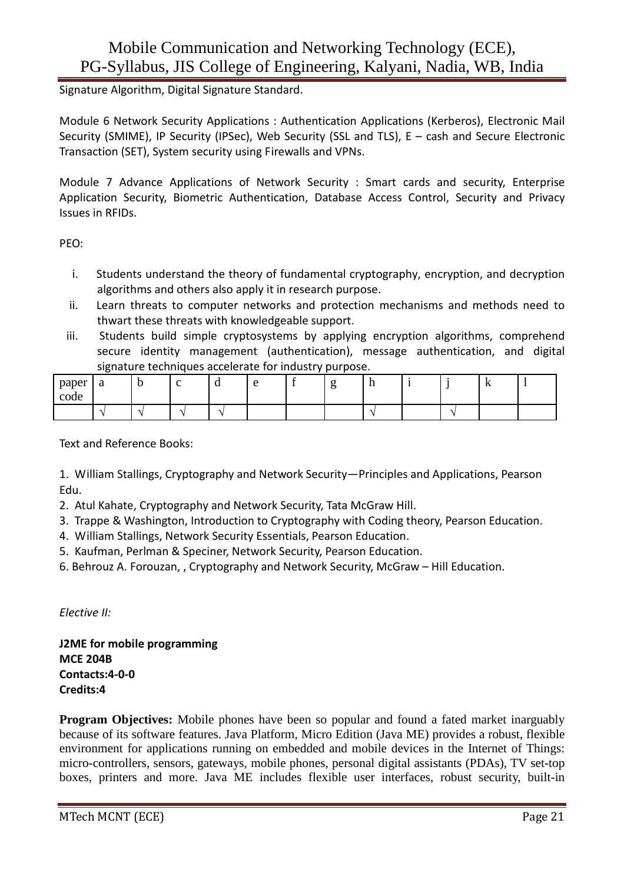Signature Algorithm, Digital Signature Standard.

Module 6 Network Security Applications : Authentication Applications (Kerberos), Electronic Mail Security (SMIME), IP Security (IPSec), Web Security (SSL and TLS), E – cash and Secure Electronic Transaction (SET), System security using Firewalls and VPNs.

Module 7 Advance Applications of Network Security : Smart cards and security, Enterprise Application Security, Biometric Authentication, Database Access Control, Security and Privacy Issues in RFIDs.

PEO:

i. Students understand the theory of fundamental cryptography, encryption, and decryption algorithms and others also apply it in research purpose.
ii. Learn threats to computer networks and protection mechanisms and methods need to thwart these threats with knowledgeable support.
iii. Students build simple cryptosystems by applying encryption algorithms, comprehend secure identity management (authentication), message authentication, and digital signature techniques accelerate for industry purpose.

| paper code | a | b | c | d | e | f | g | h | i | j | k | l |
|---|---|---|---|---|---|---|---|---|---|---|---|---|
| | √ | √ | √ | √ | | | | √ | | √ | | |

Text and Reference Books:

1. William Stallings, Cryptography and Network Security—Principles and Applications, Pearson Edu.
2. Atul Kahate, Cryptography and Network Security, Tata McGraw Hill.
3. Trappe & Washington, Introduction to Cryptography with Coding theory, Pearson Education.
4. William Stallings, Network Security Essentials, Pearson Education.
5. Kaufman, Perlman & Speciner, Network Security, Pearson Education.
6. Behrouz A. Forouzan, , Cryptography and Network Security, McGraw – Hill Education.

*Elective II:*

**J2ME for mobile programming**
**MCE 204B**
**Contacts:4-0-0**
**Credits:4**

**Program Objectives:** Mobile phones have been so popular and found a fated market inarguably because of its software features. Java Platform, Micro Edition (Java ME) provides a robust, flexible environment for applications running on embedded and mobile devices in the Internet of Things: micro-controllers, sensors, gateways, mobile phones, personal digital assistants (PDAs), TV set-top boxes, printers and more. Java ME includes flexible user interfaces, robust security, built-in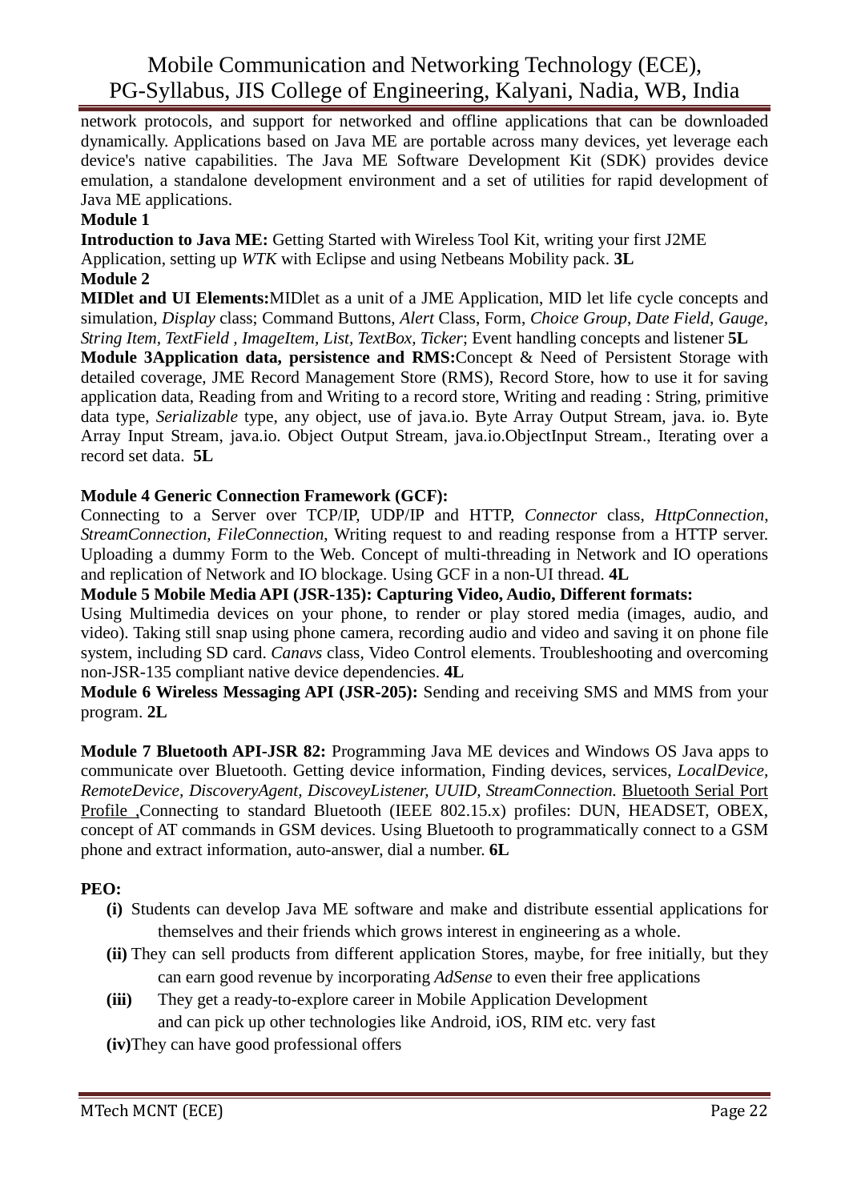network protocols, and support for networked and offline applications that can be downloaded dynamically. Applications based on Java ME are portable across many devices, yet leverage each device's native capabilities. The Java ME Software Development Kit (SDK) provides device emulation, a standalone development environment and a set of utilities for rapid development of Java ME applications.

**Module 1**

**Introduction to Java ME:** Getting Started with Wireless Tool Kit, writing your first J2ME Application, setting up *WTK* with Eclipse and using Netbeans Mobility pack. **3L**

**Module 2**

**MIDlet and UI Elements:**MIDlet as a unit of a JME Application, MID let life cycle concepts and simulation, *Display* class; Command Buttons, *Alert* Class, Form, *Choice Group*, *Date Field*, *Gauge*, *String Item*, *TextField* , *ImageItem*, *List*, *TextBox*, *Ticker*; Event handling concepts and listener **5L**

**Module 3Application data, persistence and RMS:**Concept & Need of Persistent Storage with detailed coverage, JME Record Management Store (RMS), Record Store, how to use it for saving application data, Reading from and Writing to a record store, Writing and reading : String, primitive data type, *Serializable* type, any object, use of java.io. Byte Array Output Stream, java. io. Byte Array Input Stream, java.io. Object Output Stream, java.io.ObjectInput Stream., Iterating over a record set data. **5L**

**Module 4 Generic Connection Framework (GCF):**

Connecting to a Server over TCP/IP, UDP/IP and HTTP, *Connector* class, *HttpConnection*, *StreamConnection*, *FileConnection*, Writing request to and reading response from a HTTP server. Uploading a dummy Form to the Web. Concept of multi-threading in Network and IO operations and replication of Network and IO blockage. Using GCF in a non-UI thread. **4L**

**Module 5 Mobile Media API (JSR-135): Capturing Video, Audio, Different formats:**

Using Multimedia devices on your phone, to render or play stored media (images, audio, and video). Taking still snap using phone camera, recording audio and video and saving it on phone file system, including SD card. *Canavs* class, Video Control elements. Troubleshooting and overcoming non-JSR-135 compliant native device dependencies. **4L**

**Module 6 Wireless Messaging API (JSR-205):** Sending and receiving SMS and MMS from your program. **2L**

**Module 7 Bluetooth API-JSR 82:** Programming Java ME devices and Windows OS Java apps to communicate over Bluetooth. Getting device information, Finding devices, services, *LocalDevice*, *RemoteDevice*, *DiscoveryAgent*, *DiscoveyListener*, *UUID*, *StreamConnection.* Bluetooth Serial Port Profile ,Connecting to standard Bluetooth (IEEE 802.15.x) profiles: DUN, HEADSET, OBEX, concept of AT commands in GSM devices. Using Bluetooth to programmatically connect to a GSM phone and extract information, auto-answer, dial a number. **6L**

**PEO:**

- **(i)** Students can develop Java ME software and make and distribute essential applications for themselves and their friends which grows interest in engineering as a whole.
- **(ii)** They can sell products from different application Stores, maybe, for free initially, but they can earn good revenue by incorporating *AdSense* to even their free applications
- **(iii)** They get a ready-to-explore career in Mobile Application Development and can pick up other technologies like Android, iOS, RIM etc. very fast
- **(iv)**They can have good professional offers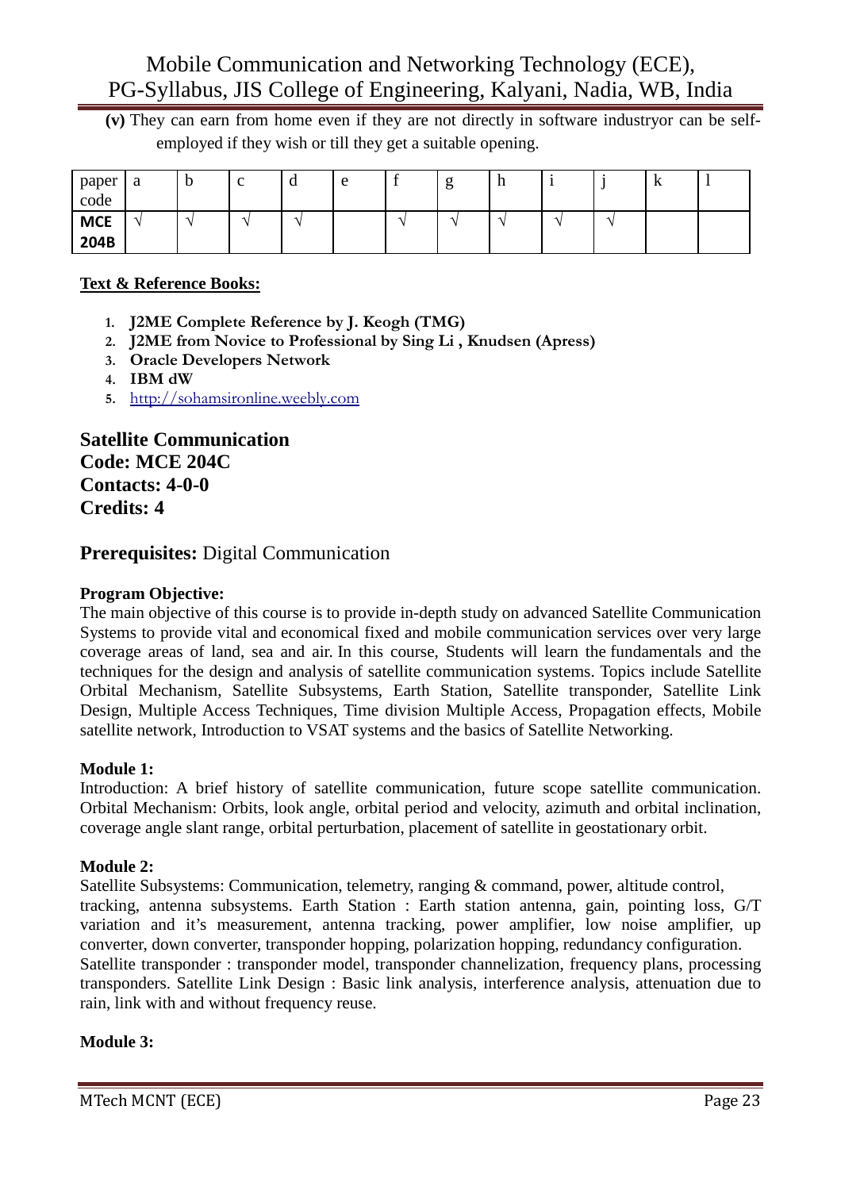**(v)** They can earn from home even if they are not directly in software industryor can be self-employed if they wish or till they get a suitable opening.

| paper code | a | b | c | d | e | f | g | h | i | j | k | l |
|---|---|---|---|---|---|---|---|---|---|---|---|---|
| **MCE 204B** | √ | √ | √ | √ | | √ | √ | √ | √ | √ | | |

**Text & Reference Books:**

1. **J2ME Complete Reference by J. Keogh (TMG)**
2. **J2ME from Novice to Professional by Sing Li , Knudsen (Apress)**
3. **Oracle Developers Network**
4. **IBM dW**
5. http://sohamsironline.weebly.com

## Satellite Communication
**Code: MCE 204C**
**Contacts: 4-0-0**
**Credits: 4**

**Prerequisites:** Digital Communication

**Program Objective:**
The main objective of this course is to provide in-depth study on advanced Satellite Communication Systems to provide vital and economical fixed and mobile communication services over very large coverage areas of land, sea and air. In this course, Students will learn the fundamentals and the techniques for the design and analysis of satellite communication systems. Topics include Satellite Orbital Mechanism, Satellite Subsystems, Earth Station, Satellite transponder, Satellite Link Design, Multiple Access Techniques, Time division Multiple Access, Propagation effects, Mobile satellite network, Introduction to VSAT systems and the basics of Satellite Networking.

**Module 1:**
Introduction: A brief history of satellite communication, future scope satellite communication. Orbital Mechanism: Orbits, look angle, orbital period and velocity, azimuth and orbital inclination, coverage angle slant range, orbital perturbation, placement of satellite in geostationary orbit.

**Module 2:**
Satellite Subsystems: Communication, telemetry, ranging & command, power, altitude control, tracking, antenna subsystems. Earth Station : Earth station antenna, gain, pointing loss, G/T variation and it's measurement, antenna tracking, power amplifier, low noise amplifier, up converter, down converter, transponder hopping, polarization hopping, redundancy configuration. Satellite transponder : transponder model, transponder channelization, frequency plans, processing transponders. Satellite Link Design : Basic link analysis, interference analysis, attenuation due to rain, link with and without frequency reuse.

**Module 3:**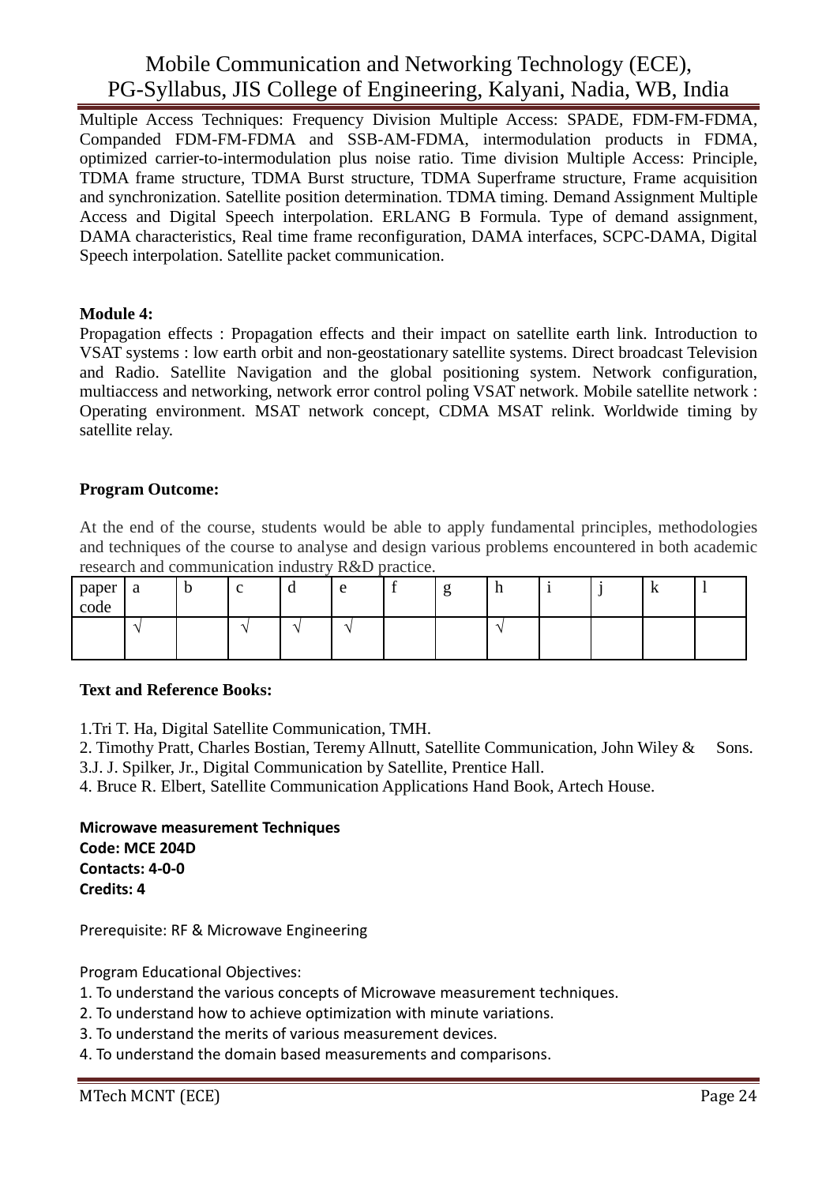Multiple Access Techniques: Frequency Division Multiple Access: SPADE, FDM-FM-FDMA, Companded FDM-FM-FDMA and SSB-AM-FDMA, intermodulation products in FDMA, optimized carrier-to-intermodulation plus noise ratio. Time division Multiple Access: Principle, TDMA frame structure, TDMA Burst structure, TDMA Superframe structure, Frame acquisition and synchronization. Satellite position determination. TDMA timing. Demand Assignment Multiple Access and Digital Speech interpolation. ERLANG B Formula. Type of demand assignment, DAMA characteristics, Real time frame reconfiguration, DAMA interfaces, SCPC-DAMA, Digital Speech interpolation. Satellite packet communication.

**Module 4:**

Propagation effects : Propagation effects and their impact on satellite earth link. Introduction to VSAT systems : low earth orbit and non-geostationary satellite systems. Direct broadcast Television and Radio. Satellite Navigation and the global positioning system. Network configuration, multiaccess and networking, network error control poling VSAT network. Mobile satellite network : Operating environment. MSAT network concept, CDMA MSAT relink. Worldwide timing by satellite relay.

**Program Outcome:**

At the end of the course, students would be able to apply fundamental principles, methodologies and techniques of the course to analyse and design various problems encountered in both academic research and communication industry R&D practice.

| paper code | a | b | c | d | e | f | g | h | i | j | k | l |
|---|---|---|---|---|---|---|---|---|---|---|---|---|
| | √ | | √ | √ | √ | | | √ | | | | |

**Text and Reference Books:**

1.Tri T. Ha, Digital Satellite Communication, TMH.
2. Timothy Pratt, Charles Bostian, Teremy Allnutt, Satellite Communication, John Wiley & Sons.
3.J. J. Spilker, Jr., Digital Communication by Satellite, Prentice Hall.
4. Bruce R. Elbert, Satellite Communication Applications Hand Book, Artech House.

**Microwave measurement Techniques**
**Code: MCE 204D**
**Contacts: 4-0-0**
**Credits: 4**

Prerequisite: RF & Microwave Engineering

Program Educational Objectives:

1. To understand the various concepts of Microwave measurement techniques.
2. To understand how to achieve optimization with minute variations.
3. To understand the merits of various measurement devices.
4. To understand the domain based measurements and comparisons.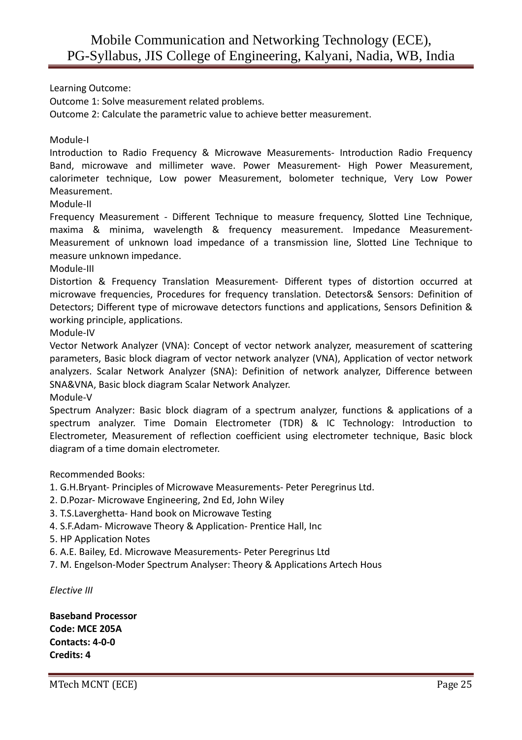Learning Outcome:

Outcome 1: Solve measurement related problems.

Outcome 2: Calculate the parametric value to achieve better measurement.

Module-I

Introduction to Radio Frequency & Microwave Measurements- Introduction Radio Frequency Band, microwave and millimeter wave. Power Measurement- High Power Measurement, calorimeter technique, Low power Measurement, bolometer technique, Very Low Power Measurement.

Module-II

Frequency Measurement - Different Technique to measure frequency, Slotted Line Technique, maxima & minima, wavelength & frequency measurement. Impedance Measurement- Measurement of unknown load impedance of a transmission line, Slotted Line Technique to measure unknown impedance.

Module-III

Distortion & Frequency Translation Measurement- Different types of distortion occurred at microwave frequencies, Procedures for frequency translation. Detectors& Sensors: Definition of Detectors; Different type of microwave detectors functions and applications, Sensors Definition & working principle, applications.

Module-IV

Vector Network Analyzer (VNA): Concept of vector network analyzer, measurement of scattering parameters, Basic block diagram of vector network analyzer (VNA), Application of vector network analyzers. Scalar Network Analyzer (SNA): Definition of network analyzer, Difference between SNA&VNA, Basic block diagram Scalar Network Analyzer.

Module-V

Spectrum Analyzer: Basic block diagram of a spectrum analyzer, functions & applications of a spectrum analyzer. Time Domain Electrometer (TDR) & IC Technology: Introduction to Electrometer, Measurement of reflection coefficient using electrometer technique, Basic block diagram of a time domain electrometer.

Recommended Books:

1. G.H.Bryant- Principles of Microwave Measurements- Peter Peregrinus Ltd.
2. D.Pozar- Microwave Engineering, 2nd Ed, John Wiley
3. T.S.Laverghetta- Hand book on Microwave Testing
4. S.F.Adam- Microwave Theory & Application- Prentice Hall, Inc
5. HP Application Notes
6. A.E. Bailey, Ed. Microwave Measurements- Peter Peregrinus Ltd
7. M. Engelson-Moder Spectrum Analyser: Theory & Applications Artech Hous

*Elective III*

**Baseband Processor**
**Code: MCE 205A**
**Contacts: 4-0-0**
**Credits: 4**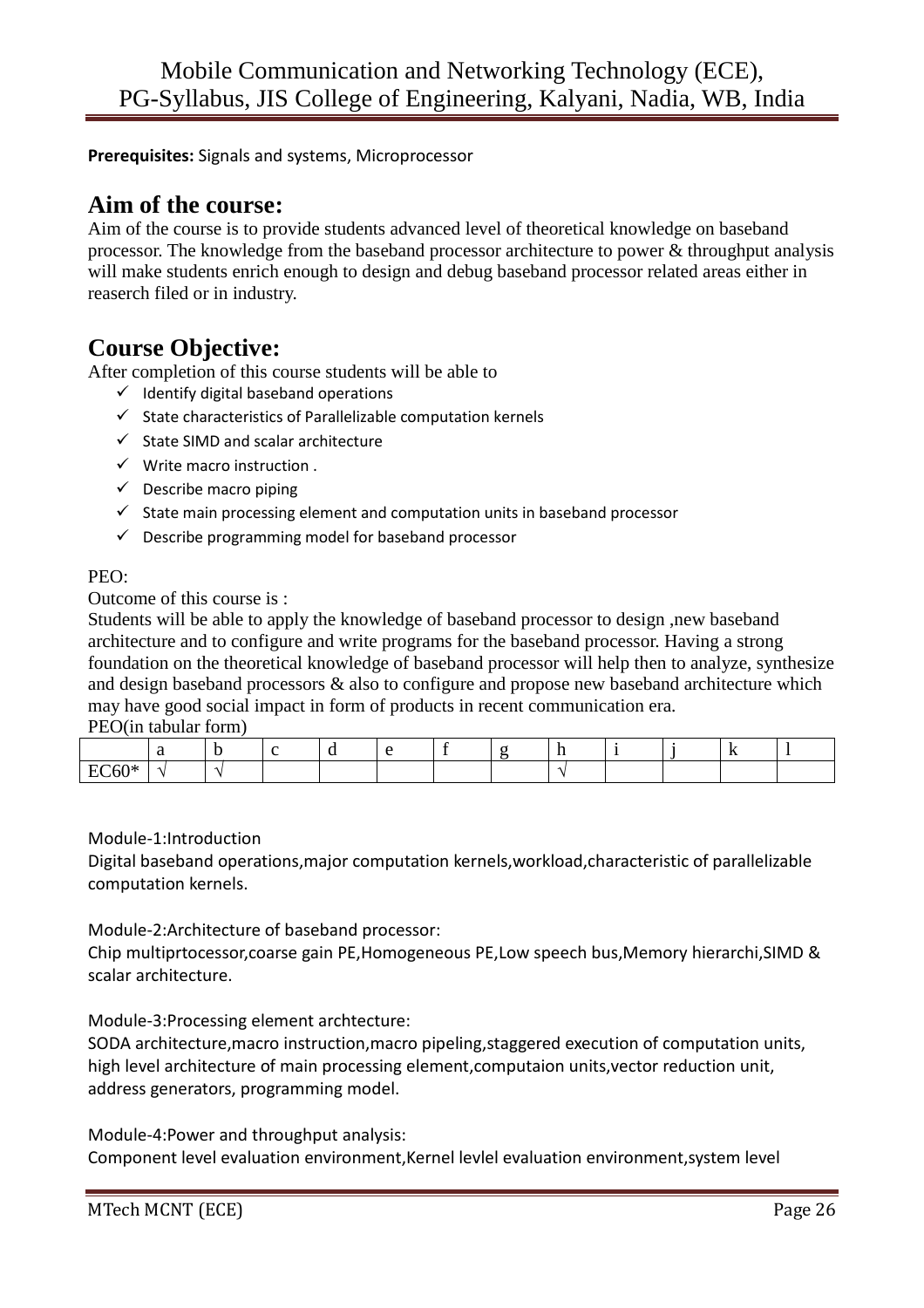**Prerequisites:** Signals and systems, Microprocessor

## Aim of the course:

Aim of the course is to provide students advanced level of theoretical knowledge on baseband processor. The knowledge from the baseband processor architecture to power & throughput analysis will make students enrich enough to design and debug baseband processor related areas either in reaserch filed or in industry.

## Course Objective:

After completion of this course students will be able to

- ✓ Identify digital baseband operations
- ✓ State characteristics of Parallelizable computation kernels
- ✓ State SIMD and scalar architecture
- ✓ Write macro instruction .
- ✓ Describe macro piping
- ✓ State main processing element and computation units in baseband processor
- ✓ Describe programming model for baseband processor

PEO:

Outcome of this course is :

Students will be able to apply the knowledge of baseband processor to design ,new baseband architecture and to configure and write programs for the baseband processor. Having a strong foundation on the theoretical knowledge of baseband processor will help then to analyze, synthesize and design baseband processors & also to configure and propose new baseband architecture which may have good social impact in form of products in recent communication era.

PEO(in tabular form)

| | a | b | c | d | e | f | g | h | i | j | k | l |
|---|---|---|---|---|---|---|---|---|---|---|---|---|
| EC60* | √ | √ | | | | | | √ | | | | |

Module-1:Introduction

Digital baseband operations,major computation kernels,workload,characteristic of parallelizable computation kernels.

Module-2:Architecture of baseband processor:

Chip multiprtocessor,coarse gain PE,Homogeneous PE,Low speech bus,Memory hierarchi,SIMD & scalar architecture.

Module-3:Processing element archtecture:

SODA architecture,macro instruction,macro pipeling,staggered execution of computation units, high level architecture of main processing element,computaion units,vector reduction unit, address generators, programming model.

Module-4:Power and throughput analysis:

Component level evaluation environment,Kernel levlel evaluation environment,system level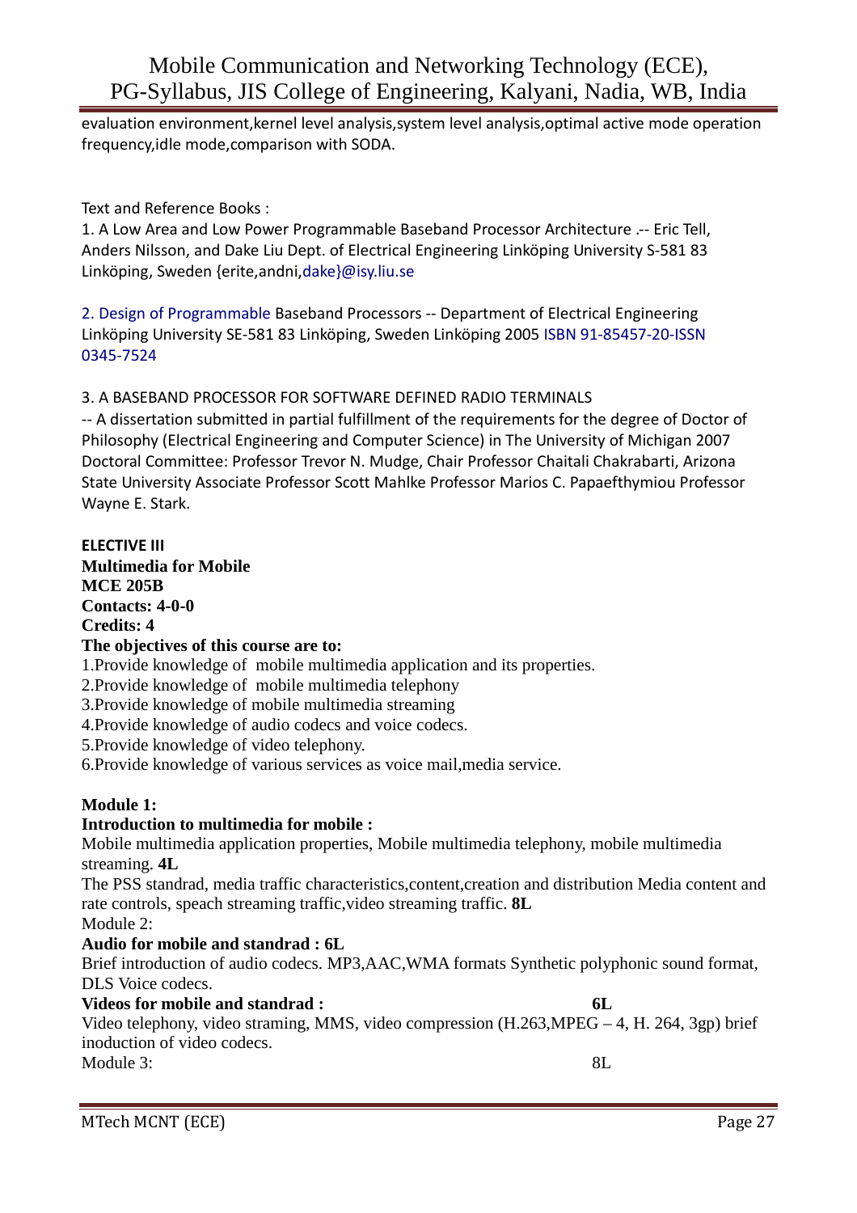evaluation environment,kernel level analysis,system level analysis,optimal active mode operation frequency,idle mode,comparison with SODA.

Text and Reference Books :

1. A Low Area and Low Power Programmable Baseband Processor Architecture .-- Eric Tell, Anders Nilsson, and Dake Liu Dept. of Electrical Engineering Linköping University S-581 83 Linköping, Sweden {erite,andni,dake}@isy.liu.se

2. Design of Programmable Baseband Processors -- Department of Electrical Engineering Linköping University SE-581 83 Linköping, Sweden Linköping 2005 ISBN 91-85457-20-ISSN 0345-7524

3. A BASEBAND PROCESSOR FOR SOFTWARE DEFINED RADIO TERMINALS -- A dissertation submitted in partial fulfillment of the requirements for the degree of Doctor of Philosophy (Electrical Engineering and Computer Science) in The University of Michigan 2007 Doctoral Committee: Professor Trevor N. Mudge, Chair Professor Chaitali Chakrabarti, Arizona State University Associate Professor Scott Mahlke Professor Marios C. Papaefthymiou Professor Wayne E. Stark.

**ELECTIVE III**
**Multimedia for Mobile**
**MCE 205B**
**Contacts: 4-0-0**
**Credits: 4**

**The objectives of this course are to:**

1.Provide knowledge of mobile multimedia application and its properties.
2.Provide knowledge of mobile multimedia telephony
3.Provide knowledge of mobile multimedia streaming
4.Provide knowledge of audio codecs and voice codecs.
5.Provide knowledge of video telephony.
6.Provide knowledge of various services as voice mail,media service.

**Module 1:**

**Introduction to multimedia for mobile :**

Mobile multimedia application properties, Mobile multimedia telephony, mobile multimedia streaming. **4L**

The PSS standrad, media traffic characteristics,content,creation and distribution Media content and rate controls, speach streaming traffic,video streaming traffic. **8L**

Module 2:

**Audio for mobile and standrad : 6L**

Brief introduction of audio codecs. MP3,AAC,WMA formats Synthetic polyphonic sound format, DLS Voice codecs.

**Videos for mobile and standrad : 6L**

Video telephony, video straming, MMS, video compression (H.263,MPEG – 4, H. 264, 3gp) brief inoduction of video codecs.

Module 3: 8L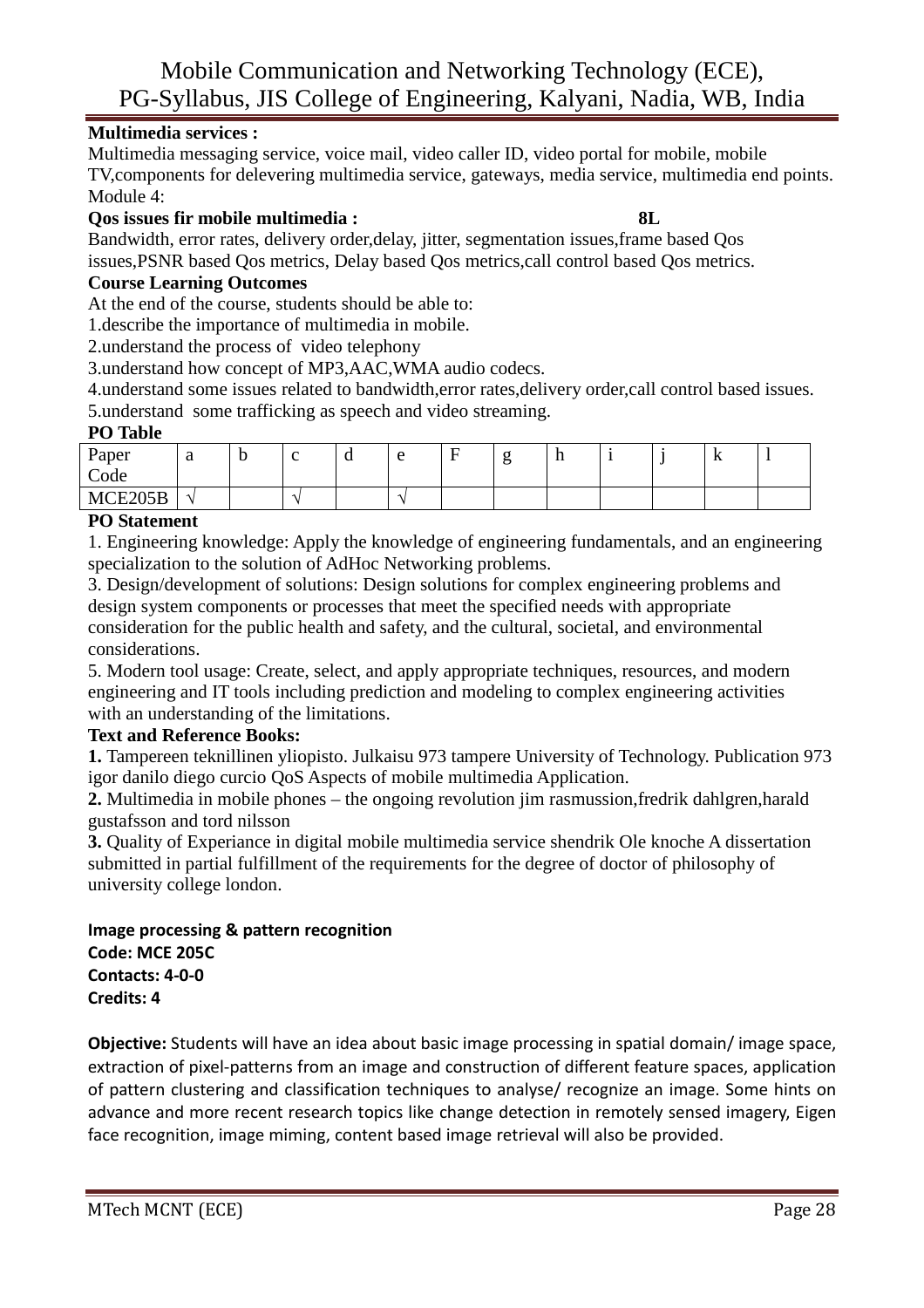**Multimedia services :**

Multimedia messaging service, voice mail, video caller ID, video portal for mobile, mobile TV,components for delevering multimedia service, gateways, media service, multimedia end points.

Module 4:

**Qos issues fir mobile multimedia : 8L**

Bandwidth, error rates, delivery order,delay, jitter, segmentation issues,frame based Qos issues,PSNR based Qos metrics, Delay based Qos metrics,call control based Qos metrics.

**Course Learning Outcomes**

At the end of the course, students should be able to:

1.describe the importance of multimedia in mobile.

2.understand the process of video telephony

3.understand how concept of MP3,AAC,WMA audio codecs.

4.understand some issues related to bandwidth,error rates,delivery order,call control based issues.

5.understand some trafficking as speech and video streaming.

**PO Table**

| Paper Code | a | b | c | d | e | F | g | h | i | j | k | l |
|---|---|---|---|---|---|---|---|---|---|---|---|---|
| MCE205B | √ | | √ | | √ | | | | | | | |

**PO Statement**

1. Engineering knowledge: Apply the knowledge of engineering fundamentals, and an engineering specialization to the solution of AdHoc Networking problems.

3. Design/development of solutions: Design solutions for complex engineering problems and design system components or processes that meet the specified needs with appropriate consideration for the public health and safety, and the cultural, societal, and environmental considerations.

5. Modern tool usage: Create, select, and apply appropriate techniques, resources, and modern engineering and IT tools including prediction and modeling to complex engineering activities with an understanding of the limitations.

**Text and Reference Books:**

**1.** Tampereen teknillinen yliopisto. Julkaisu 973 tampere University of Technology. Publication 973 igor danilo diego curcio QoS Aspects of mobile multimedia Application.

**2.** Multimedia in mobile phones – the ongoing revolution jim rasmussion,fredrik dahlgren,harald gustafsson and tord nilsson

**3.** Quality of Experiance in digital mobile multimedia service shendrik Ole knoche A dissertation submitted in partial fulfillment of the requirements for the degree of doctor of philosophy of university college london.

**Image processing & pattern recognition**
**Code: MCE 205C**
**Contacts: 4-0-0**
**Credits: 4**

**Objective:** Students will have an idea about basic image processing in spatial domain/ image space, extraction of pixel-patterns from an image and construction of different feature spaces, application of pattern clustering and classification techniques to analyse/ recognize an image. Some hints on advance and more recent research topics like change detection in remotely sensed imagery, Eigen face recognition, image miming, content based image retrieval will also be provided.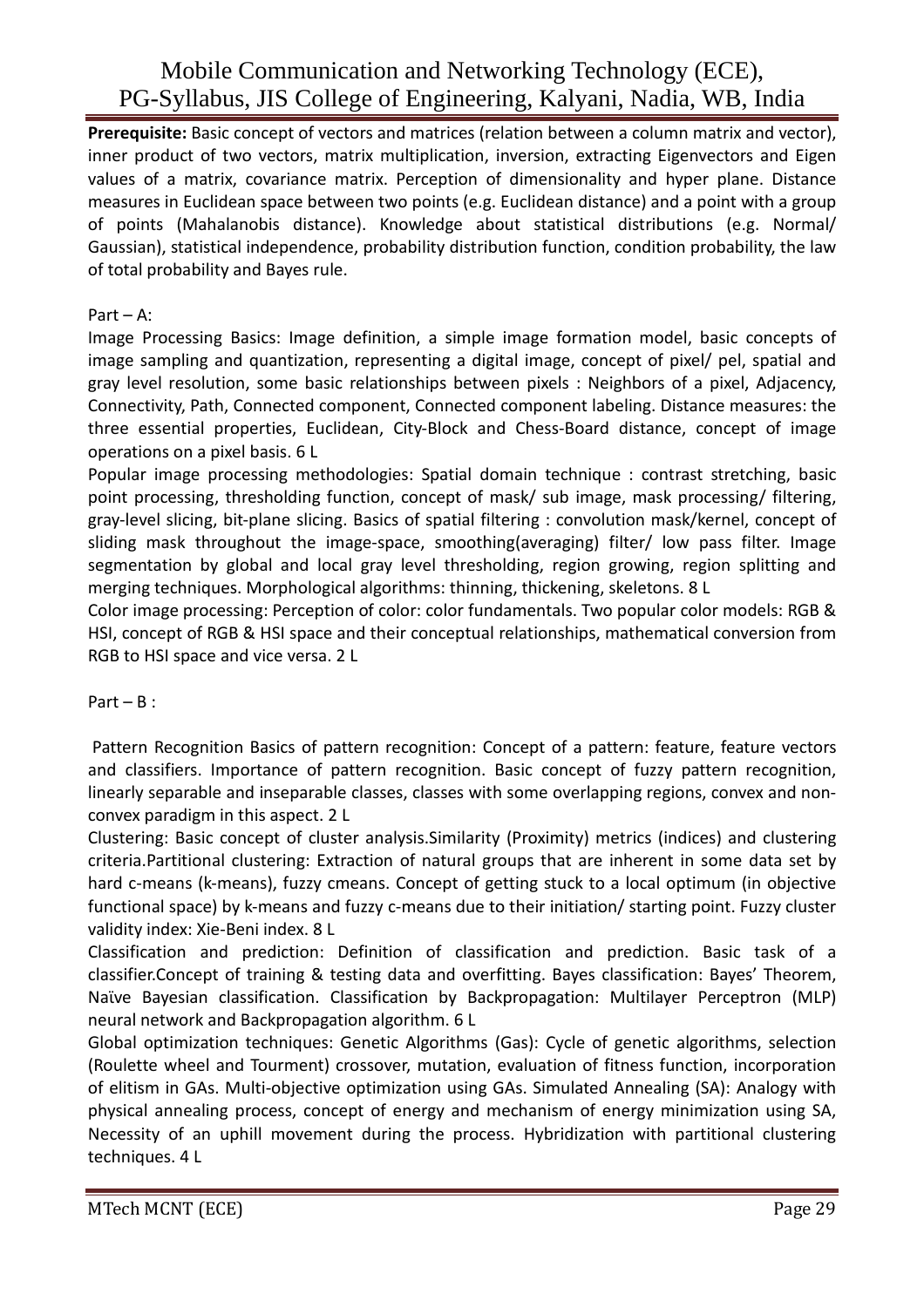**Prerequisite:** Basic concept of vectors and matrices (relation between a column matrix and vector), inner product of two vectors, matrix multiplication, inversion, extracting Eigenvectors and Eigen values of a matrix, covariance matrix. Perception of dimensionality and hyper plane. Distance measures in Euclidean space between two points (e.g. Euclidean distance) and a point with a group of points (Mahalanobis distance). Knowledge about statistical distributions (e.g. Normal/ Gaussian), statistical independence, probability distribution function, condition probability, the law of total probability and Bayes rule.

Part – A:

Image Processing Basics: Image definition, a simple image formation model, basic concepts of image sampling and quantization, representing a digital image, concept of pixel/ pel, spatial and gray level resolution, some basic relationships between pixels : Neighbors of a pixel, Adjacency, Connectivity, Path, Connected component, Connected component labeling. Distance measures: the three essential properties, Euclidean, City-Block and Chess-Board distance, concept of image operations on a pixel basis. 6 L

Popular image processing methodologies: Spatial domain technique : contrast stretching, basic point processing, thresholding function, concept of mask/ sub image, mask processing/ filtering, gray-level slicing, bit-plane slicing. Basics of spatial filtering : convolution mask/kernel, concept of sliding mask throughout the image-space, smoothing(averaging) filter/ low pass filter. Image segmentation by global and local gray level thresholding, region growing, region splitting and merging techniques. Morphological algorithms: thinning, thickening, skeletons. 8 L

Color image processing: Perception of color: color fundamentals. Two popular color models: RGB & HSI, concept of RGB & HSI space and their conceptual relationships, mathematical conversion from RGB to HSI space and vice versa. 2 L

Part – B :

Pattern Recognition Basics of pattern recognition: Concept of a pattern: feature, feature vectors and classifiers. Importance of pattern recognition. Basic concept of fuzzy pattern recognition, linearly separable and inseparable classes, classes with some overlapping regions, convex and non-convex paradigm in this aspect. 2 L

Clustering: Basic concept of cluster analysis.Similarity (Proximity) metrics (indices) and clustering criteria.Partitional clustering: Extraction of natural groups that are inherent in some data set by hard c-means (k-means), fuzzy cmeans. Concept of getting stuck to a local optimum (in objective functional space) by k-means and fuzzy c-means due to their initiation/ starting point. Fuzzy cluster validity index: Xie-Beni index. 8 L

Classification and prediction: Definition of classification and prediction. Basic task of a classifier.Concept of training & testing data and overfitting. Bayes classification: Bayes' Theorem, Naïve Bayesian classification. Classification by Backpropagation: Multilayer Perceptron (MLP) neural network and Backpropagation algorithm. 6 L

Global optimization techniques: Genetic Algorithms (Gas): Cycle of genetic algorithms, selection (Roulette wheel and Tourment) crossover, mutation, evaluation of fitness function, incorporation of elitism in GAs. Multi-objective optimization using GAs. Simulated Annealing (SA): Analogy with physical annealing process, concept of energy and mechanism of energy minimization using SA, Necessity of an uphill movement during the process. Hybridization with partitional clustering techniques. 4 L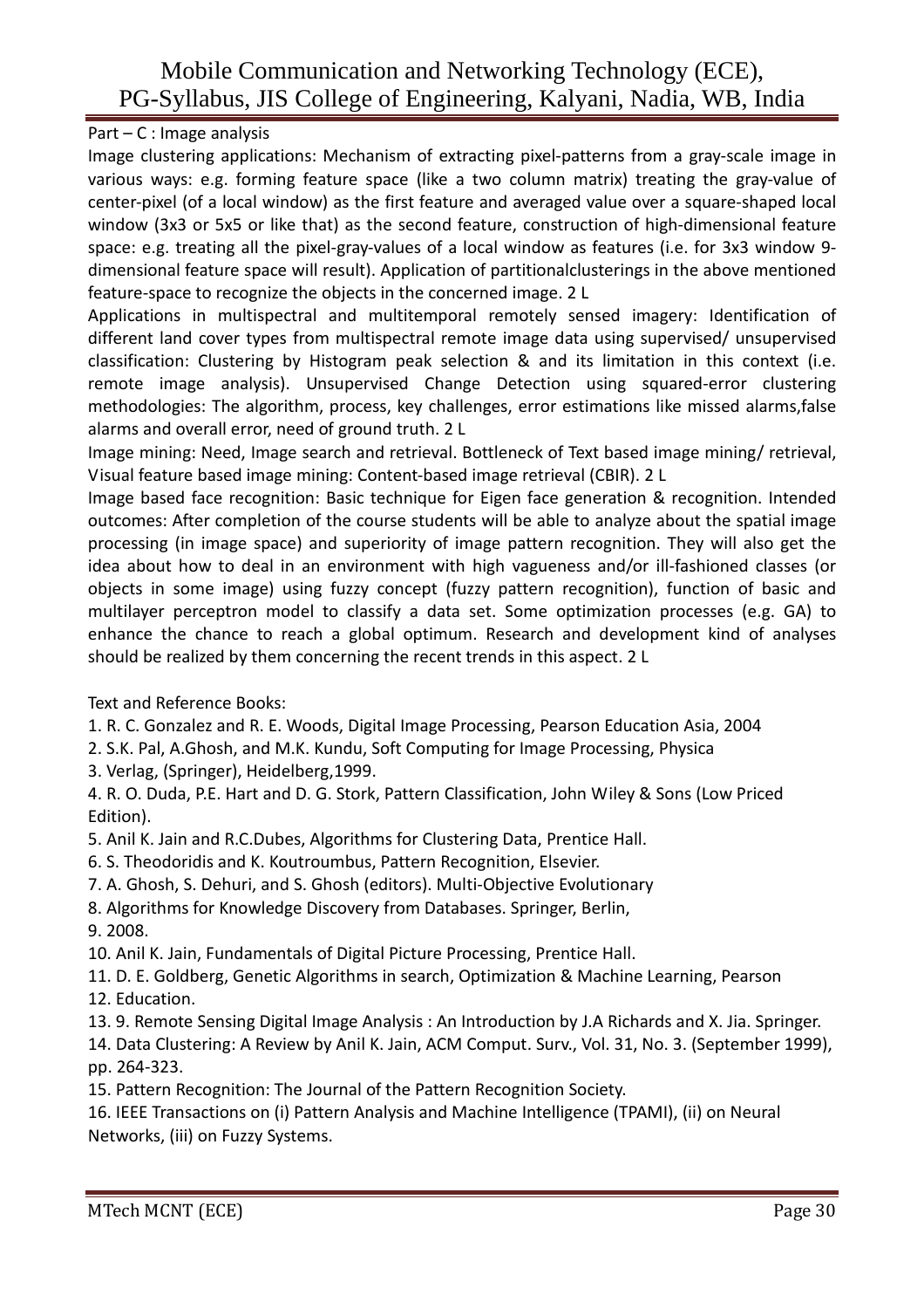Part – C : Image analysis

Image clustering applications: Mechanism of extracting pixel-patterns from a gray-scale image in various ways: e.g. forming feature space (like a two column matrix) treating the gray-value of center-pixel (of a local window) as the first feature and averaged value over a square-shaped local window (3x3 or 5x5 or like that) as the second feature, construction of high-dimensional feature space: e.g. treating all the pixel-gray-values of a local window as features (i.e. for 3x3 window 9-dimensional feature space will result). Application of partitionalclusterings in the above mentioned feature-space to recognize the objects in the concerned image. 2 L

Applications in multispectral and multitemporal remotely sensed imagery: Identification of different land cover types from multispectral remote image data using supervised/ unsupervised classification: Clustering by Histogram peak selection & and its limitation in this context (i.e. remote image analysis). Unsupervised Change Detection using squared-error clustering methodologies: The algorithm, process, key challenges, error estimations like missed alarms,false alarms and overall error, need of ground truth. 2 L

Image mining: Need, Image search and retrieval. Bottleneck of Text based image mining/ retrieval, Visual feature based image mining: Content-based image retrieval (CBIR). 2 L

Image based face recognition: Basic technique for Eigen face generation & recognition. Intended outcomes: After completion of the course students will be able to analyze about the spatial image processing (in image space) and superiority of image pattern recognition. They will also get the idea about how to deal in an environment with high vagueness and/or ill-fashioned classes (or objects in some image) using fuzzy concept (fuzzy pattern recognition), function of basic and multilayer perceptron model to classify a data set. Some optimization processes (e.g. GA) to enhance the chance to reach a global optimum. Research and development kind of analyses should be realized by them concerning the recent trends in this aspect. 2 L

Text and Reference Books:

1. R. C. Gonzalez and R. E. Woods, Digital Image Processing, Pearson Education Asia, 2004
2. S.K. Pal, A.Ghosh, and M.K. Kundu, Soft Computing for Image Processing, Physica
3. Verlag, (Springer), Heidelberg,1999.
4. R. O. Duda, P.E. Hart and D. G. Stork, Pattern Classification, John Wiley & Sons (Low Priced Edition).
5. Anil K. Jain and R.C.Dubes, Algorithms for Clustering Data, Prentice Hall.
6. S. Theodoridis and K. Koutroumbus, Pattern Recognition, Elsevier.
7. A. Ghosh, S. Dehuri, and S. Ghosh (editors). Multi-Objective Evolutionary
8. Algorithms for Knowledge Discovery from Databases. Springer, Berlin,
9. 2008.
10. Anil K. Jain, Fundamentals of Digital Picture Processing, Prentice Hall.
11. D. E. Goldberg, Genetic Algorithms in search, Optimization & Machine Learning, Pearson
12. Education.
13. 9. Remote Sensing Digital Image Analysis : An Introduction by J.A Richards and X. Jia. Springer.
14. Data Clustering: A Review by Anil K. Jain, ACM Comput. Surv., Vol. 31, No. 3. (September 1999), pp. 264-323.
15. Pattern Recognition: The Journal of the Pattern Recognition Society.
16. IEEE Transactions on (i) Pattern Analysis and Machine Intelligence (TPAMI), (ii) on Neural Networks, (iii) on Fuzzy Systems.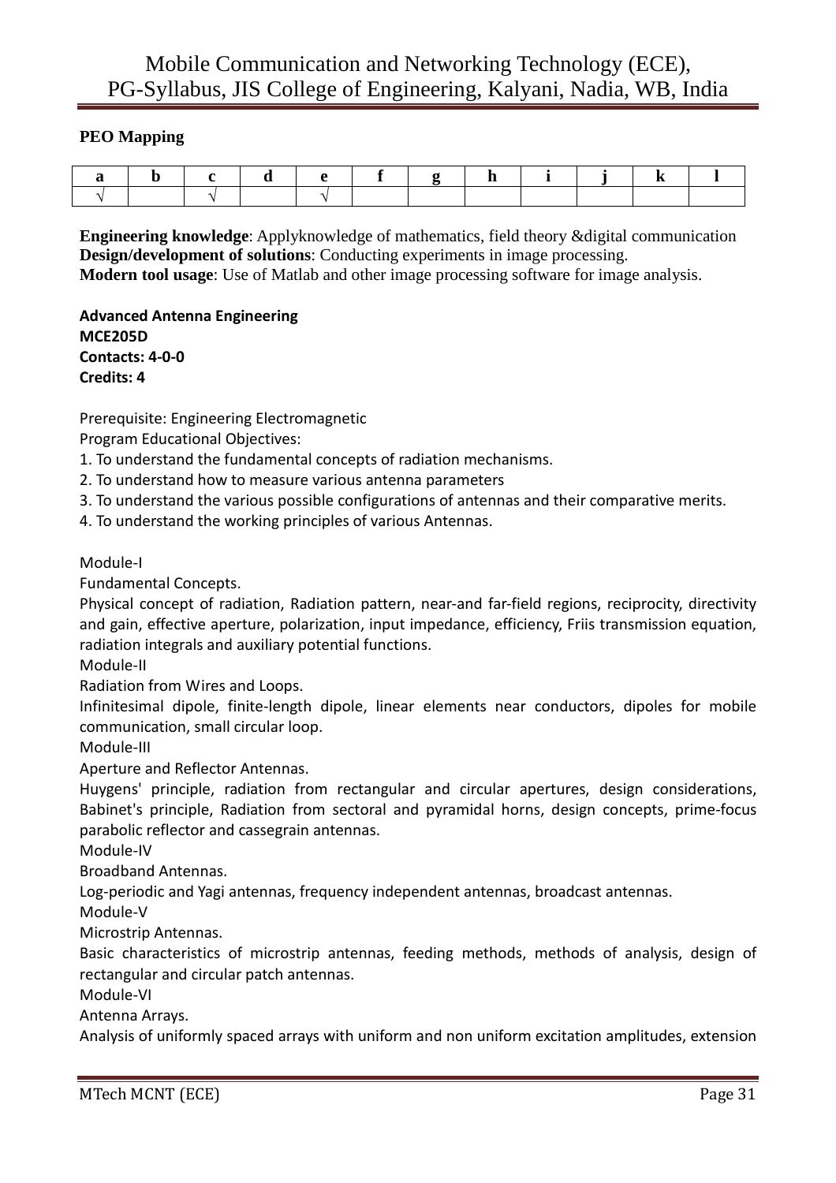**PEO Mapping**

| a | b | c | d | e | f | g | h | i | j | k | l |
|---|---|---|---|---|---|---|---|---|---|---|---|
| √ | | √ | | √ | | | | | | | |

**Engineering knowledge**: Applyknowledge of mathematics, field theory &digital communication
**Design/development of solutions**: Conducting experiments in image processing.
**Modern tool usage**: Use of Matlab and other image processing software for image analysis.

**Advanced Antenna Engineering**
**MCE205D**
**Contacts: 4-0-0**
**Credits: 4**

Prerequisite: Engineering Electromagnetic
Program Educational Objectives:

1. To understand the fundamental concepts of radiation mechanisms.
2. To understand how to measure various antenna parameters
3. To understand the various possible configurations of antennas and their comparative merits.
4. To understand the working principles of various Antennas.

Module-I
Fundamental Concepts.
Physical concept of radiation, Radiation pattern, near-and far-field regions, reciprocity, directivity and gain, effective aperture, polarization, input impedance, efficiency, Friis transmission equation, radiation integrals and auxiliary potential functions.
Module-II
Radiation from Wires and Loops.
Infinitesimal dipole, finite-length dipole, linear elements near conductors, dipoles for mobile communication, small circular loop.
Module-III
Aperture and Reflector Antennas.
Huygens' principle, radiation from rectangular and circular apertures, design considerations, Babinet's principle, Radiation from sectoral and pyramidal horns, design concepts, prime-focus parabolic reflector and cassegrain antennas.
Module-IV
Broadband Antennas.
Log-periodic and Yagi antennas, frequency independent antennas, broadcast antennas.
Module-V
Microstrip Antennas.
Basic characteristics of microstrip antennas, feeding methods, methods of analysis, design of rectangular and circular patch antennas.
Module-VI
Antenna Arrays.
Analysis of uniformly spaced arrays with uniform and non uniform excitation amplitudes, extension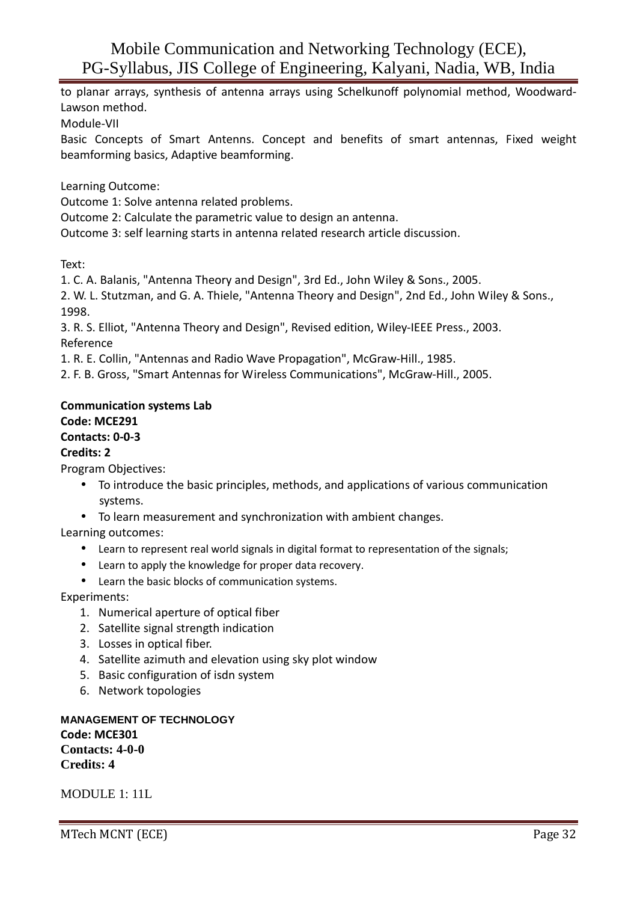to planar arrays, synthesis of antenna arrays using Schelkunoff polynomial method, Woodward-Lawson method.

Module-VII

Basic Concepts of Smart Antenns. Concept and benefits of smart antennas, Fixed weight beamforming basics, Adaptive beamforming.

Learning Outcome:

Outcome 1: Solve antenna related problems.

Outcome 2: Calculate the parametric value to design an antenna.

Outcome 3: self learning starts in antenna related research article discussion.

Text:

1. C. A. Balanis, "Antenna Theory and Design", 3rd Ed., John Wiley & Sons., 2005.
2. W. L. Stutzman, and G. A. Thiele, "Antenna Theory and Design", 2nd Ed., John Wiley & Sons., 1998.
3. R. S. Elliot, "Antenna Theory and Design", Revised edition, Wiley-IEEE Press., 2003.

Reference

1. R. E. Collin, "Antennas and Radio Wave Propagation", McGraw-Hill., 1985.
2. F. B. Gross, "Smart Antennas for Wireless Communications", McGraw-Hill., 2005.

**Communication systems Lab**
**Code: MCE291**
**Contacts: 0-0-3**
**Credits: 2**

Program Objectives:

- To introduce the basic principles, methods, and applications of various communication systems.
- To learn measurement and synchronization with ambient changes.

Learning outcomes:

- Learn to represent real world signals in digital format to representation of the signals;
- Learn to apply the knowledge for proper data recovery.
- Learn the basic blocks of communication systems.

Experiments:

1. Numerical aperture of optical fiber
2. Satellite signal strength indication
3. Losses in optical fiber.
4. Satellite azimuth and elevation using sky plot window
5. Basic configuration of isdn system
6. Network topologies

**MANAGEMENT OF TECHNOLOGY**
**Code: MCE301**
**Contacts: 4-0-0**
**Credits: 4**

MODULE 1: 11L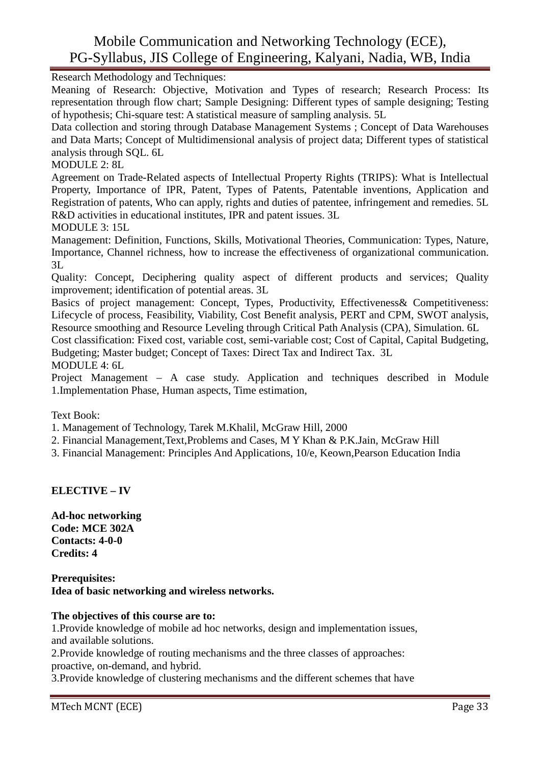Research Methodology and Techniques:

Meaning of Research: Objective, Motivation and Types of research; Research Process: Its representation through flow chart; Sample Designing: Different types of sample designing; Testing of hypothesis; Chi-square test: A statistical measure of sampling analysis. 5L

Data collection and storing through Database Management Systems ; Concept of Data Warehouses and Data Marts; Concept of Multidimensional analysis of project data; Different types of statistical analysis through SQL. 6L

MODULE 2: 8L

Agreement on Trade-Related aspects of Intellectual Property Rights (TRIPS): What is Intellectual Property, Importance of IPR, Patent, Types of Patents, Patentable inventions, Application and Registration of patents, Who can apply, rights and duties of patentee, infringement and remedies. 5L

R&D activities in educational institutes, IPR and patent issues. 3L

MODULE 3: 15L

Management: Definition, Functions, Skills, Motivational Theories, Communication: Types, Nature, Importance, Channel richness, how to increase the effectiveness of organizational communication. 3L

Quality: Concept, Deciphering quality aspect of different products and services; Quality improvement; identification of potential areas. 3L

Basics of project management: Concept, Types, Productivity, Effectiveness& Competitiveness: Lifecycle of process, Feasibility, Viability, Cost Benefit analysis, PERT and CPM, SWOT analysis, Resource smoothing and Resource Leveling through Critical Path Analysis (CPA), Simulation. 6L

Cost classification: Fixed cost, variable cost, semi-variable cost; Cost of Capital, Capital Budgeting, Budgeting; Master budget; Concept of Taxes: Direct Tax and Indirect Tax. 3L

MODULE 4: 6L

Project Management – A case study. Application and techniques described in Module 1.Implementation Phase, Human aspects, Time estimation,

Text Book:

1. Management of Technology, Tarek M.Khalil, McGraw Hill, 2000
2. Financial Management,Text,Problems and Cases, M Y Khan & P.K.Jain, McGraw Hill
3. Financial Management: Principles And Applications, 10/e, Keown,Pearson Education India

**ELECTIVE – IV**

**Ad-hoc networking**
**Code: MCE 302A**
**Contacts: 4-0-0**
**Credits: 4**

**Prerequisites:**
**Idea of basic networking and wireless networks.**

**The objectives of this course are to:**

1.Provide knowledge of mobile ad hoc networks, design and implementation issues, and available solutions.

2.Provide knowledge of routing mechanisms and the three classes of approaches: proactive, on-demand, and hybrid.

3.Provide knowledge of clustering mechanisms and the different schemes that have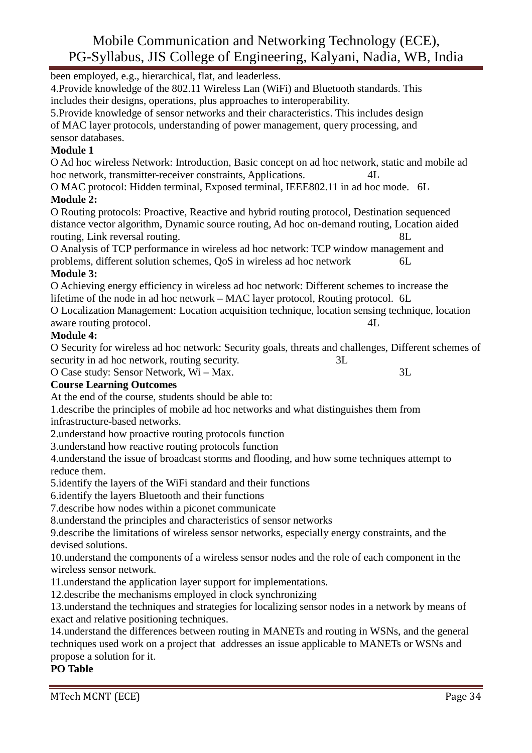been employed, e.g., hierarchical, flat, and leaderless.

4.Provide knowledge of the 802.11 Wireless Lan (WiFi) and Bluetooth standards. This includes their designs, operations, plus approaches to interoperability.

5.Provide knowledge of sensor networks and their characteristics. This includes design of MAC layer protocols, understanding of power management, query processing, and sensor databases.

**Module 1**

O Ad hoc wireless Network: Introduction, Basic concept on ad hoc network, static and mobile ad hoc network, transmitter-receiver constraints, Applications. 4L

O MAC protocol: Hidden terminal, Exposed terminal, IEEE802.11 in ad hoc mode. 6L

**Module 2:**

O Routing protocols: Proactive, Reactive and hybrid routing protocol, Destination sequenced distance vector algorithm, Dynamic source routing, Ad hoc on-demand routing, Location aided routing, Link reversal routing. 8L

O Analysis of TCP performance in wireless ad hoc network: TCP window management and problems, different solution schemes, QoS in wireless ad hoc network 6L

**Module 3:**

O Achieving energy efficiency in wireless ad hoc network: Different schemes to increase the lifetime of the node in ad hoc network – MAC layer protocol, Routing protocol. 6L

O Localization Management: Location acquisition technique, location sensing technique, location aware routing protocol. 4L

**Module 4:**

O Security for wireless ad hoc network: Security goals, threats and challenges, Different schemes of security in ad hoc network, routing security. 3L

O Case study: Sensor Network, Wi – Max. 3L

**Course Learning Outcomes**

At the end of the course, students should be able to:

1.describe the principles of mobile ad hoc networks and what distinguishes them from infrastructure-based networks.

2.understand how proactive routing protocols function

3.understand how reactive routing protocols function

4.understand the issue of broadcast storms and flooding, and how some techniques attempt to reduce them.

5.identify the layers of the WiFi standard and their functions

6.identify the layers Bluetooth and their functions

7.describe how nodes within a piconet communicate

8.understand the principles and characteristics of sensor networks

9.describe the limitations of wireless sensor networks, especially energy constraints, and the devised solutions.

10.understand the components of a wireless sensor nodes and the role of each component in the wireless sensor network.

11.understand the application layer support for implementations.

12.describe the mechanisms employed in clock synchronizing

13.understand the techniques and strategies for localizing sensor nodes in a network by means of exact and relative positioning techniques.

14.understand the differences between routing in MANETs and routing in WSNs, and the general techniques used work on a project that addresses an issue applicable to MANETs or WSNs and propose a solution for it.

**PO Table**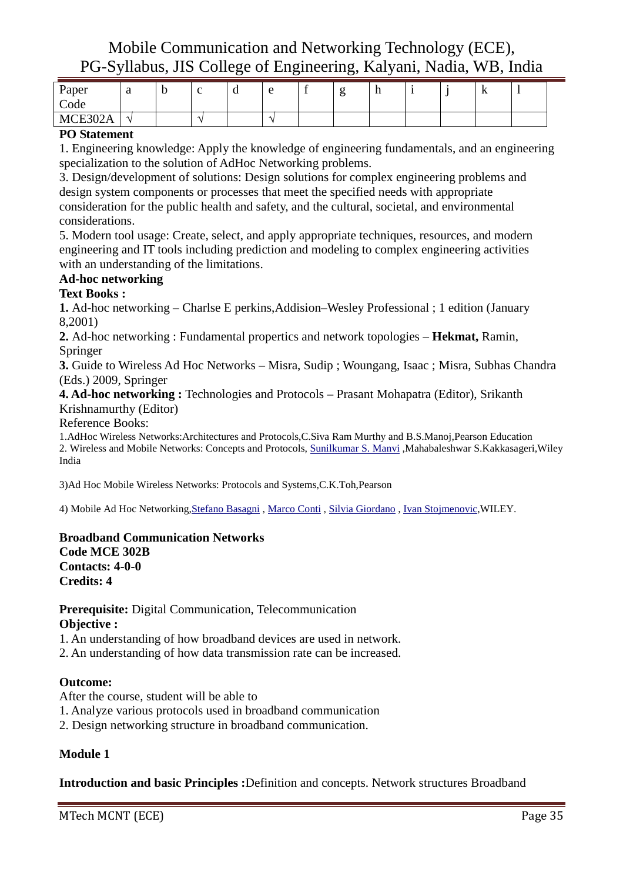| Paper Code | a | b | c | d | e | f | g | h | i | j | k | l |
|---|---|---|---|---|---|---|---|---|---|---|---|---|
| MCE302A | √ | | √ | | √ | | | | | | | |

**PO Statement**

1. Engineering knowledge: Apply the knowledge of engineering fundamentals, and an engineering specialization to the solution of AdHoc Networking problems.
3. Design/development of solutions: Design solutions for complex engineering problems and design system components or processes that meet the specified needs with appropriate consideration for the public health and safety, and the cultural, societal, and environmental considerations.
5. Modern tool usage: Create, select, and apply appropriate techniques, resources, and modern engineering and IT tools including prediction and modeling to complex engineering activities with an understanding of the limitations.

**Ad-hoc networking**

**Text Books :**

**1.** Ad-hoc networking – Charlse E perkins,Addision–Wesley Professional ; 1 edition (January 8,2001)

**2.** Ad-hoc networking : Fundamental propertics and network topologies – **Hekmat,** Ramin, Springer

**3.** Guide to Wireless Ad Hoc Networks – Misra, Sudip ; Woungang, Isaac ; Misra, Subhas Chandra (Eds.) 2009, Springer

**4. Ad-hoc networking :** Technologies and Protocols – Prasant Mohapatra (Editor), Srikanth Krishnamurthy (Editor)

Reference Books:

1.AdHoc Wireless Networks:Architectures and Protocols,C.Siva Ram Murthy and B.S.Manoj,Pearson Education

2. Wireless and Mobile Networks: Concepts and Protocols, Sunilkumar S. Manvi ,Mahabaleshwar S.Kakkasageri,Wiley India

3)Ad Hoc Mobile Wireless Networks: Protocols and Systems,C.K.Toh,Pearson

4) Mobile Ad Hoc Networking,Stefano Basagni , Marco Conti , Silvia Giordano , Ivan Stojmenovic,WILEY.

**Broadband Communication Networks**
**Code MCE 302B**
**Contacts: 4-0-0**
**Credits: 4**

**Prerequisite:** Digital Communication, Telecommunication

**Objective :**

1. An understanding of how broadband devices are used in network.
2. An understanding of how data transmission rate can be increased.

**Outcome:**

After the course, student will be able to

1. Analyze various protocols used in broadband communication
2. Design networking structure in broadband communication.

**Module 1**

**Introduction and basic Principles :**Definition and concepts. Network structures Broadband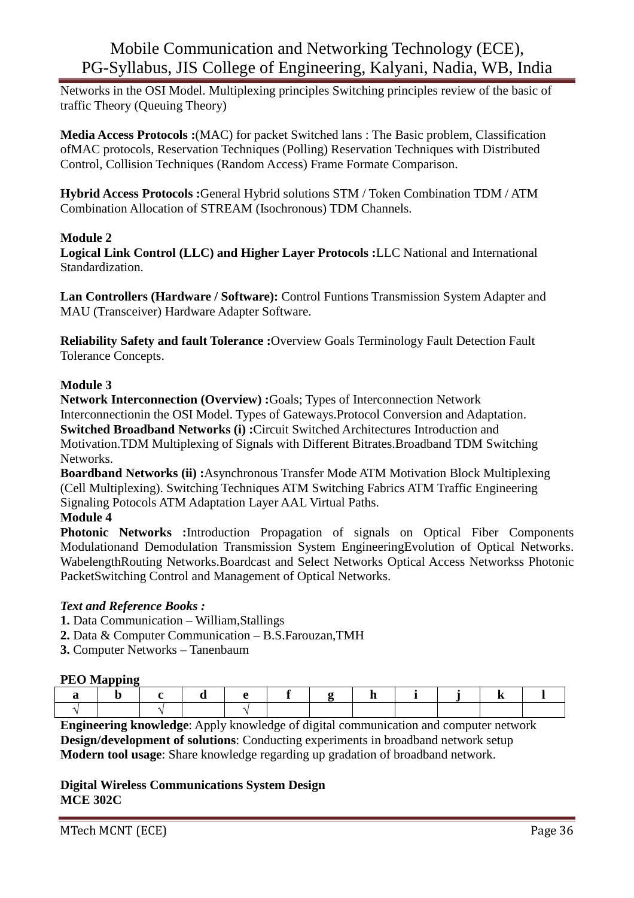Networks in the OSI Model. Multiplexing principles Switching principles review of the basic of traffic Theory (Queuing Theory)

**Media Access Protocols :**(MAC) for packet Switched lans : The Basic problem, Classification ofMAC protocols, Reservation Techniques (Polling) Reservation Techniques with Distributed Control, Collision Techniques (Random Access) Frame Formate Comparison.

**Hybrid Access Protocols :**General Hybrid solutions STM / Token Combination TDM / ATM Combination Allocation of STREAM (Isochronous) TDM Channels.

**Module 2**

**Logical Link Control (LLC) and Higher Layer Protocols :**LLC National and International Standardization.

**Lan Controllers (Hardware / Software):** Control Funtions Transmission System Adapter and MAU (Transceiver) Hardware Adapter Software.

**Reliability Safety and fault Tolerance :**Overview Goals Terminology Fault Detection Fault Tolerance Concepts.

**Module 3**

**Network Interconnection (Overview) :**Goals; Types of Interconnection Network Interconnectionin the OSI Model. Types of Gateways.Protocol Conversion and Adaptation.
**Switched Broadband Networks (i) :**Circuit Switched Architectures Introduction and Motivation.TDM Multiplexing of Signals with Different Bitrates.Broadband TDM Switching Networks.
**Boardband Networks (ii) :**Asynchronous Transfer Mode ATM Motivation Block Multiplexing (Cell Multiplexing). Switching Techniques ATM Switching Fabrics ATM Traffic Engineering Signaling Potocols ATM Adaptation Layer AAL Virtual Paths.

**Module 4**

**Photonic Networks :**Introduction Propagation of signals on Optical Fiber Components Modulationand Demodulation Transmission System EngineeringEvolution of Optical Networks. WabelengthRouting Networks.Boardcast and Select Networks Optical Access Networkss Photonic PacketSwitching Control and Management of Optical Networks.

***Text and Reference Books :***

**1.** Data Communication – William,Stallings
**2.** Data & Computer Communication – B.S.Farouzan,TMH
**3.** Computer Networks – Tanenbaum

**PEO Mapping**

| a | b | c | d | e | f | g | h | i | j | k | l |
|---|---|---|---|---|---|---|---|---|---|---|---|
| √ | | √ | | √ | | | | | | | |

**Engineering knowledge**: Apply knowledge of digital communication and computer network
**Design/development of solutions**: Conducting experiments in broadband network setup
**Modern tool usage**: Share knowledge regarding up gradation of broadband network.

**Digital Wireless Communications System Design**
**MCE 302C**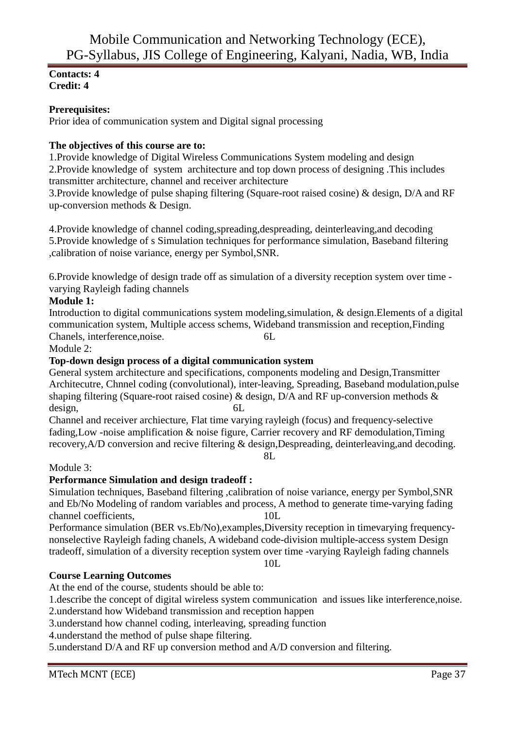**Contacts: 4**
**Credit: 4**

**Prerequisites:**
Prior idea of communication system and Digital signal processing

**The objectives of this course are to:**
1.Provide knowledge of Digital Wireless Communications System modeling and design
2.Provide knowledge of system architecture and top down process of designing .This includes transmitter architecture, channel and receiver architecture
3.Provide knowledge of pulse shaping filtering (Square-root raised cosine) & design, D/A and RF up-conversion methods & Design.

4.Provide knowledge of channel coding,spreading,despreading, deinterleaving,and decoding
5.Provide knowledge of s Simulation techniques for performance simulation, Baseband filtering ,calibration of noise variance, energy per Symbol,SNR.

6.Provide knowledge of design trade off as simulation of a diversity reception system over time -varying Rayleigh fading channels

**Module 1:**
Introduction to digital communications system modeling,simulation, & design.Elements of a digital communication system, Multiple access schems, Wideband transmission and reception,Finding Chanels, interference,noise. 6L

Module 2:
**Top-down design process of a digital communication system**
General system architecture and specifications, components modeling and Design,Transmitter Architecutre, Chnnel coding (convolutional), inter-leaving, Spreading, Baseband modulation,pulse shaping filtering (Square-root raised cosine) & design, D/A and RF up-conversion methods & design, 6L
Channel and receiver archiecture, Flat time varying rayleigh (focus) and frequency-selective fading,Low -noise amplification & noise figure, Carrier recovery and RF demodulation,Timing recovery,A/D conversion and recive filtering & design,Despreading, deinterleaving,and decoding. 8L

Module 3:
**Performance Simulation and design tradeoff :**
Simulation techniques, Baseband filtering ,calibration of noise variance, energy per Symbol,SNR and Eb/No Modeling of random variables and process, A method to generate time-varying fading channel coefficients, 10L
Performance simulation (BER vs.Eb/No),examples,Diversity reception in timevarying frequency-nonselective Rayleigh fading chanels, A wideband code-division multiple-access system Design tradeoff, simulation of a diversity reception system over time -varying Rayleigh fading channels 10L

**Course Learning Outcomes**
At the end of the course, students should be able to:
1.describe the concept of digital wireless system communication and issues like interference,noise.
2.understand how Wideband transmission and reception happen
3.understand how channel coding, interleaving, spreading function
4.understand the method of pulse shape filtering.
5.understand D/A and RF up conversion method and A/D conversion and filtering.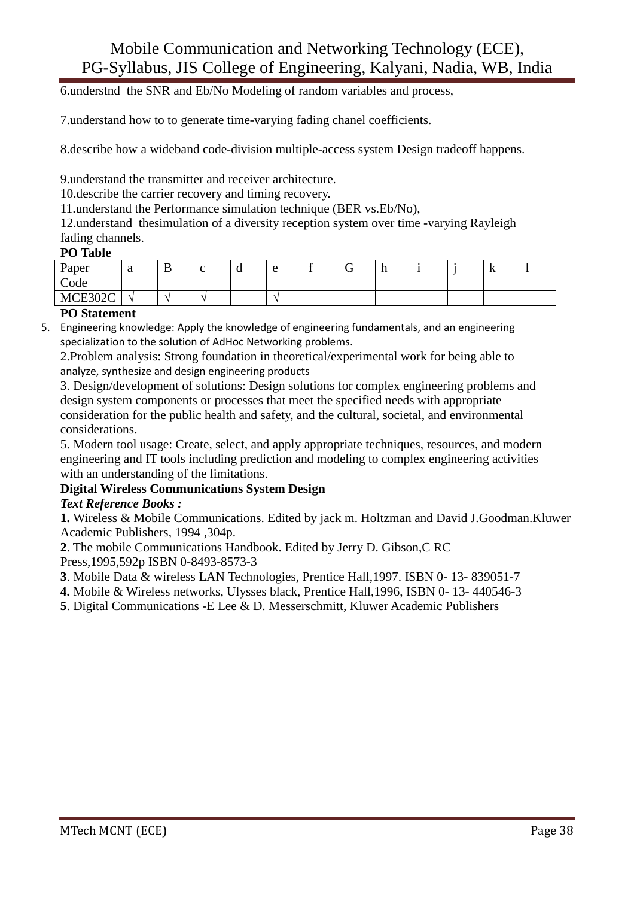6.understnd the SNR and Eb/No Modeling of random variables and process,

7.understand how to to generate time-varying fading chanel coefficients.

8.describe how a wideband code-division multiple-access system Design tradeoff happens.

9.understand the transmitter and receiver architecture.
10.describe the carrier recovery and timing recovery.
11.understand the Performance simulation technique (BER vs.Eb/No),
12.understand thesimulation of a diversity reception system over time -varying Rayleigh fading channels.

**PO Table**

| Paper Code | a | B | c | d | e | f | G | h | i | j | k | l |
|---|---|---|---|---|---|---|---|---|---|---|---|---|
| MCE302C | √ | √ | √ | | √ | | | | | | | |

**PO Statement**

5. Engineering knowledge: Apply the knowledge of engineering fundamentals, and an engineering specialization to the solution of AdHoc Networking problems.

2.Problem analysis: Strong foundation in theoretical/experimental work for being able to analyze, synthesize and design engineering products

3. Design/development of solutions: Design solutions for complex engineering problems and design system components or processes that meet the specified needs with appropriate consideration for the public health and safety, and the cultural, societal, and environmental considerations.

5. Modern tool usage: Create, select, and apply appropriate techniques, resources, and modern engineering and IT tools including prediction and modeling to complex engineering activities with an understanding of the limitations.

**Digital Wireless Communications System Design**

***Text Reference Books :***

**1.** Wireless & Mobile Communications. Edited by jack m. Holtzman and David J.Goodman.Kluwer Academic Publishers, 1994 ,304p.

**2**. The mobile Communications Handbook. Edited by Jerry D. Gibson,C RC Press,1995,592p ISBN 0-8493-8573-3

**3**. Mobile Data & wireless LAN Technologies, Prentice Hall,1997. ISBN 0- 13- 839051-7

**4.** Mobile & Wireless networks, Ulysses black, Prentice Hall,1996, ISBN 0- 13- 440546-3

**5**. Digital Communications -E Lee & D. Messerschmitt, Kluwer Academic Publishers